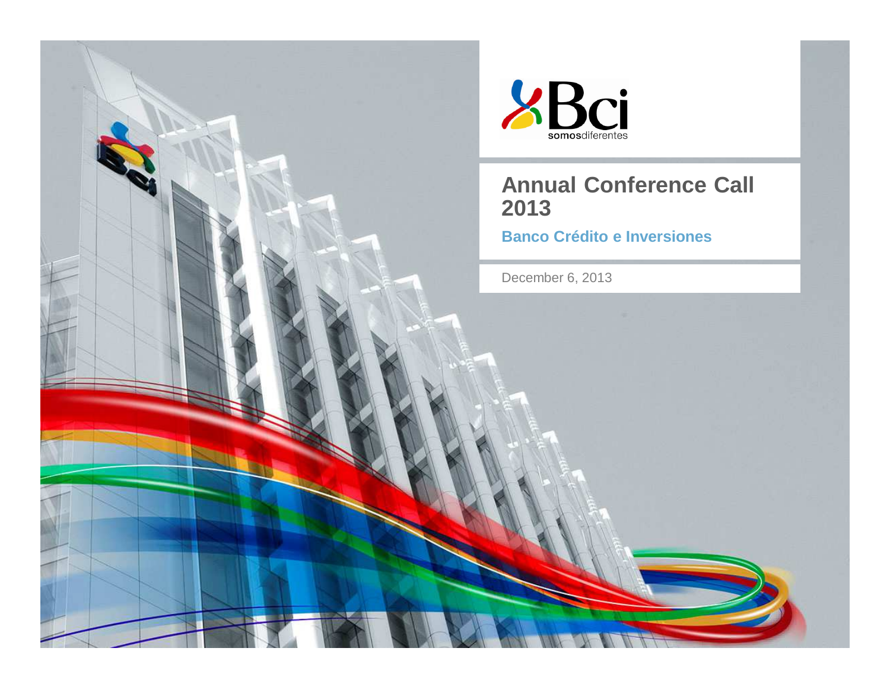Bci
somosdiferentes

# Annual Conference Call 2013

**Banco Crédito e Inversiones**

December 6, 2013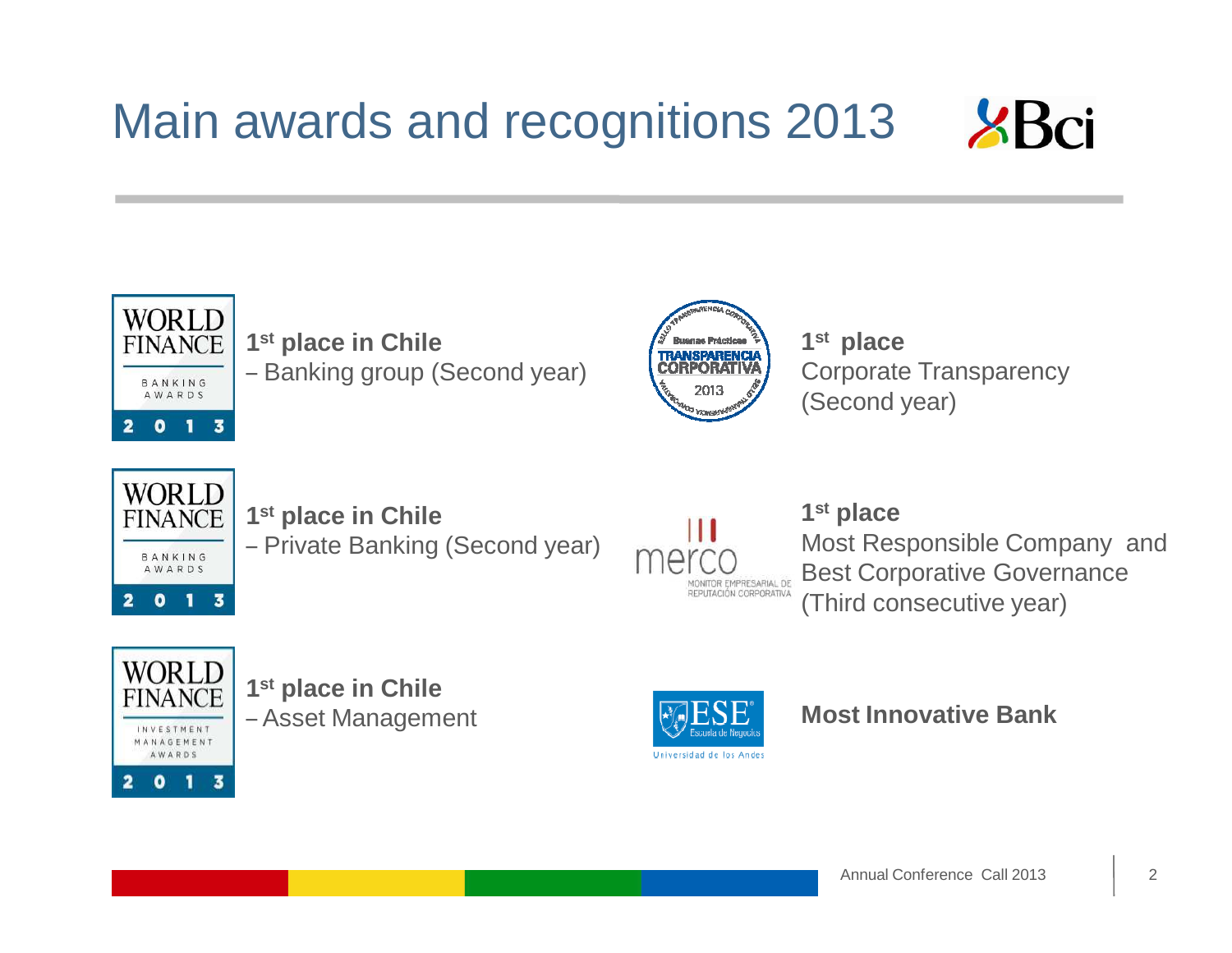# Main awards and recognitions 2013

**1st place in Chile**
– Banking group (Second year)

**1st place in Chile**
– Private Banking (Second year)

**1st place in Chile**
– Asset Management

**1st place**
Corporate Transparency
(Second year)

**1st place**
Most Responsible Company and
Best Corporative Governance
(Third consecutive year)

**Most Innovative Bank**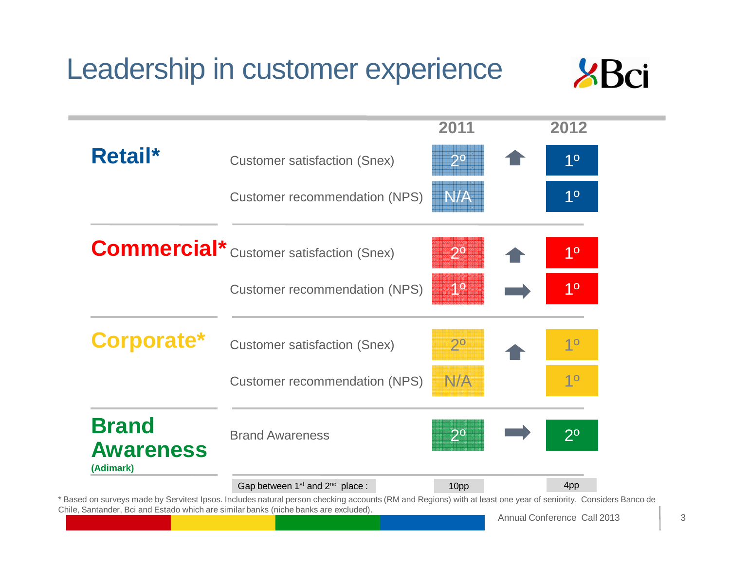# Leadership in customer experience

| | | 2011 | | 2012 |
|---|---|---|---|---|
| **Retail*** | Customer satisfaction (Snex) | 2º | ↑ | 1º |
| | Customer recommendation (NPS) | N/A | | 1º |
| **Commercial*** | Customer satisfaction (Snex) | 2º | ↑ | 1º |
| | Customer recommendation (NPS) | 1º | → | 1º |
| **Corporate*** | Customer satisfaction (Snex) | 2º | ↑ | 1º |
| | Customer recommendation (NPS) | N/A | | 1º |
| **Brand Awareness** (Adimark) | Brand Awareness | 2º | → | 2º |
| | Gap between 1st and 2nd place : | 10pp | | 4pp |

\* Based on surveys made by Servitest Ipsos. Includes natural person checking accounts (RM and Regions) with at least one year of seniority. Considers Banco de Chile, Santander, Bci and Estado which are similar banks (niche banks are excluded).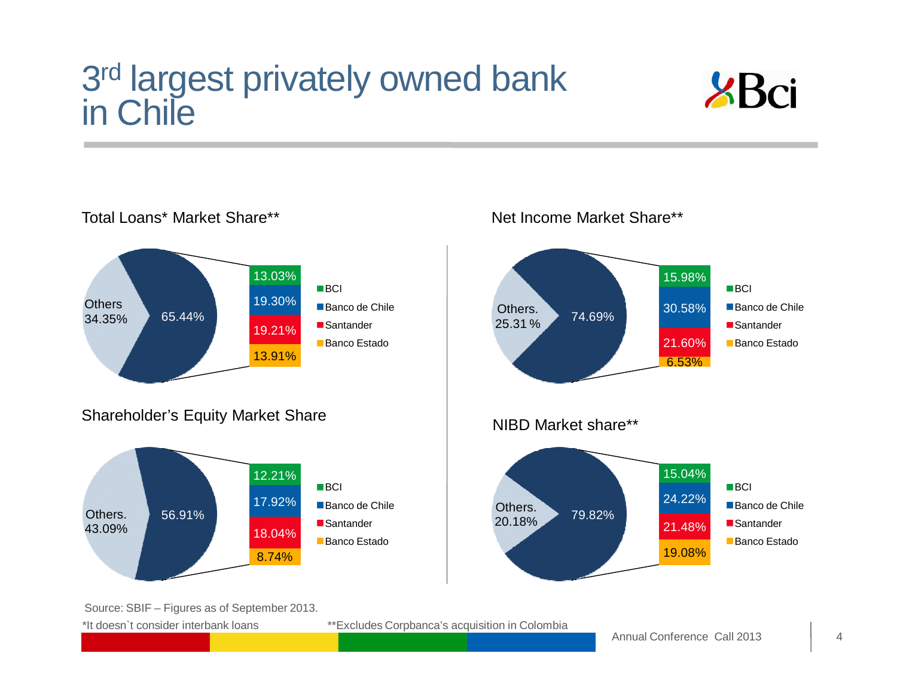# 3rd largest privately owned bank in Chile

### Total Loans* Market Share**

| Segment | Share |
| --- | --- |
| Others | 34.35% |
| Top 4 banks | 65.44% |
| BCI | 13.03% |
| Banco de Chile | 19.30% |
| Santander | 19.21% |
| Banco Estado | 13.91% |

### Net Income Market Share**

| Segment | Share |
| --- | --- |
| Others. | 25.31 % |
| Top 4 banks | 74.69% |
| BCI | 15.98% |
| Banco de Chile | 30.58% |
| Santander | 21.60% |
| Banco Estado | 6.53% |

### Shareholder's Equity Market Share

| Segment | Share |
| --- | --- |
| Others. | 43.09% |
| Top 4 banks | 56.91% |
| BCI | 12.21% |
| Banco de Chile | 17.92% |
| Santander | 18.04% |
| Banco Estado | 8.74% |

### NIBD Market share**

| Segment | Share |
| --- | --- |
| Others. | 20.18% |
| Top 4 banks | 79.82% |
| BCI | 15.04% |
| Banco de Chile | 24.22% |
| Santander | 21.48% |
| Banco Estado | 19.08% |

Source: SBIF – Figures as of September 2013.

*It doesn`t consider interbank loans

**Excludes Corpbanca's acquisition in Colombia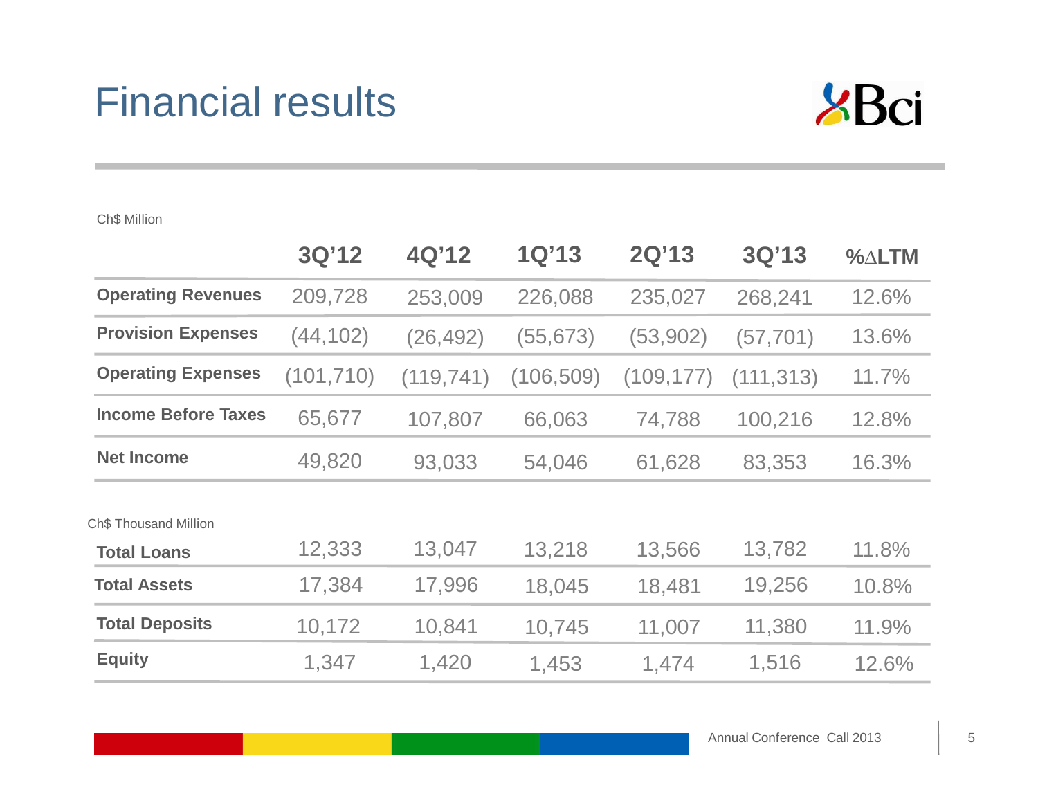# Financial results

Ch$ Million

| | 3Q'12 | 4Q'12 | 1Q'13 | 2Q'13 | 3Q'13 | %∆LTM |
|---|---|---|---|---|---|---|
| **Operating Revenues** | 209,728 | 253,009 | 226,088 | 235,027 | 268,241 | 12.6% |
| **Provision Expenses** | (44,102) | (26,492) | (55,673) | (53,902) | (57,701) | 13.6% |
| **Operating Expenses** | (101,710) | (119,741) | (106,509) | (109,177) | (111,313) | 11.7% |
| **Income Before Taxes** | 65,677 | 107,807 | 66,063 | 74,788 | 100,216 | 12.8% |
| **Net Income** | 49,820 | 93,033 | 54,046 | 61,628 | 83,353 | 16.3% |

Ch$ Thousand Million

| | 3Q'12 | 4Q'12 | 1Q'13 | 2Q'13 | 3Q'13 | %∆LTM |
|---|---|---|---|---|---|---|
| **Total Loans** | 12,333 | 13,047 | 13,218 | 13,566 | 13,782 | 11.8% |
| **Total Assets** | 17,384 | 17,996 | 18,045 | 18,481 | 19,256 | 10.8% |
| **Total Deposits** | 10,172 | 10,841 | 10,745 | 11,007 | 11,380 | 11.9% |
| **Equity** | 1,347 | 1,420 | 1,453 | 1,474 | 1,516 | 12.6% |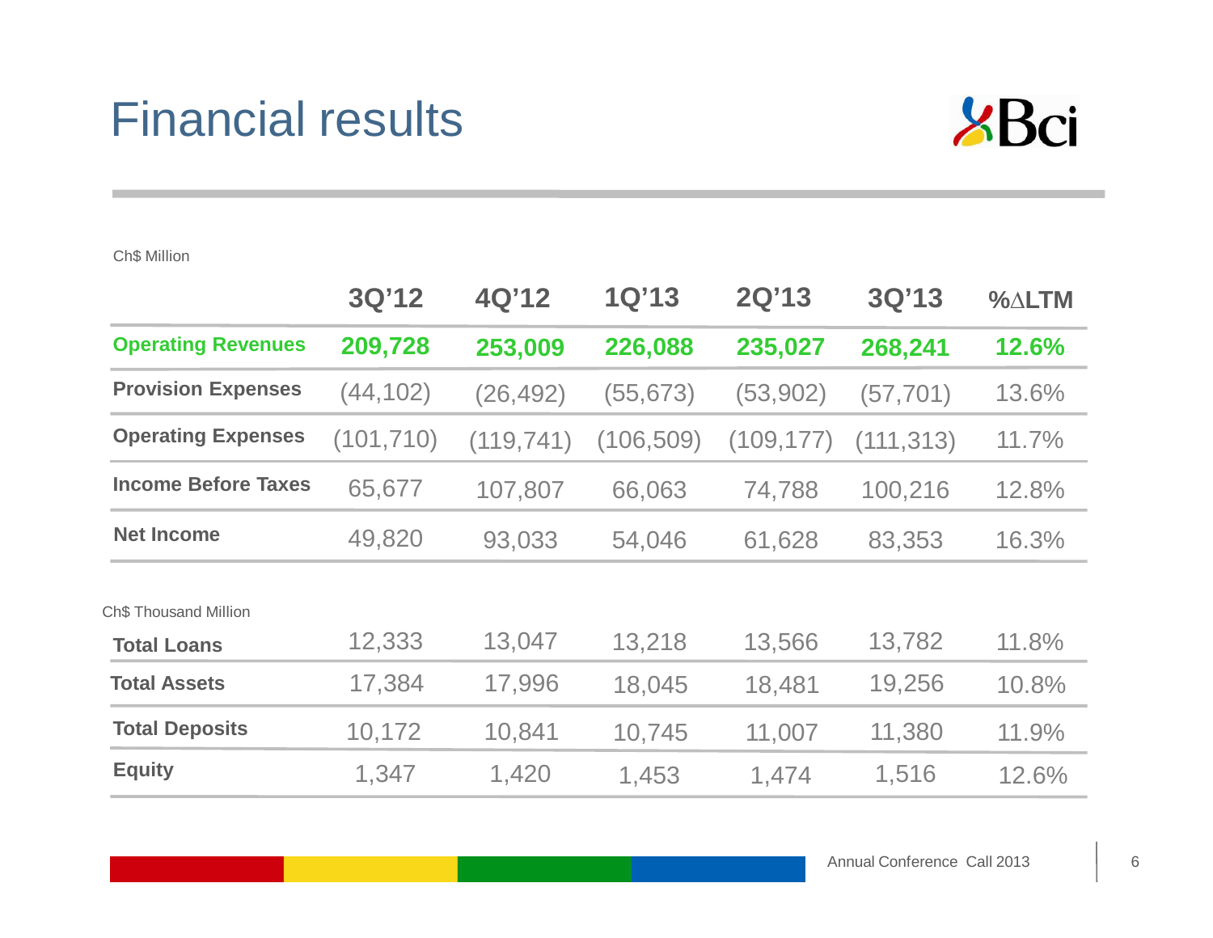# Financial results

Ch$ Million

| | 3Q'12 | 4Q'12 | 1Q'13 | 2Q'13 | 3Q'13 | %ΔLTM |
|---|---|---|---|---|---|---|
| **Operating Revenues** | **209,728** | **253,009** | **226,088** | **235,027** | **268,241** | **12.6%** |
| **Provision Expenses** | (44,102) | (26,492) | (55,673) | (53,902) | (57,701) | 13.6% |
| **Operating Expenses** | (101,710) | (119,741) | (106,509) | (109,177) | (111,313) | 11.7% |
| **Income Before Taxes** | 65,677 | 107,807 | 66,063 | 74,788 | 100,216 | 12.8% |
| **Net Income** | 49,820 | 93,033 | 54,046 | 61,628 | 83,353 | 16.3% |

Ch$ Thousand Million

| | 3Q'12 | 4Q'12 | 1Q'13 | 2Q'13 | 3Q'13 | %ΔLTM |
|---|---|---|---|---|---|---|
| **Total Loans** | 12,333 | 13,047 | 13,218 | 13,566 | 13,782 | 11.8% |
| **Total Assets** | 17,384 | 17,996 | 18,045 | 18,481 | 19,256 | 10.8% |
| **Total Deposits** | 10,172 | 10,841 | 10,745 | 11,007 | 11,380 | 11.9% |
| **Equity** | 1,347 | 1,420 | 1,453 | 1,474 | 1,516 | 12.6% |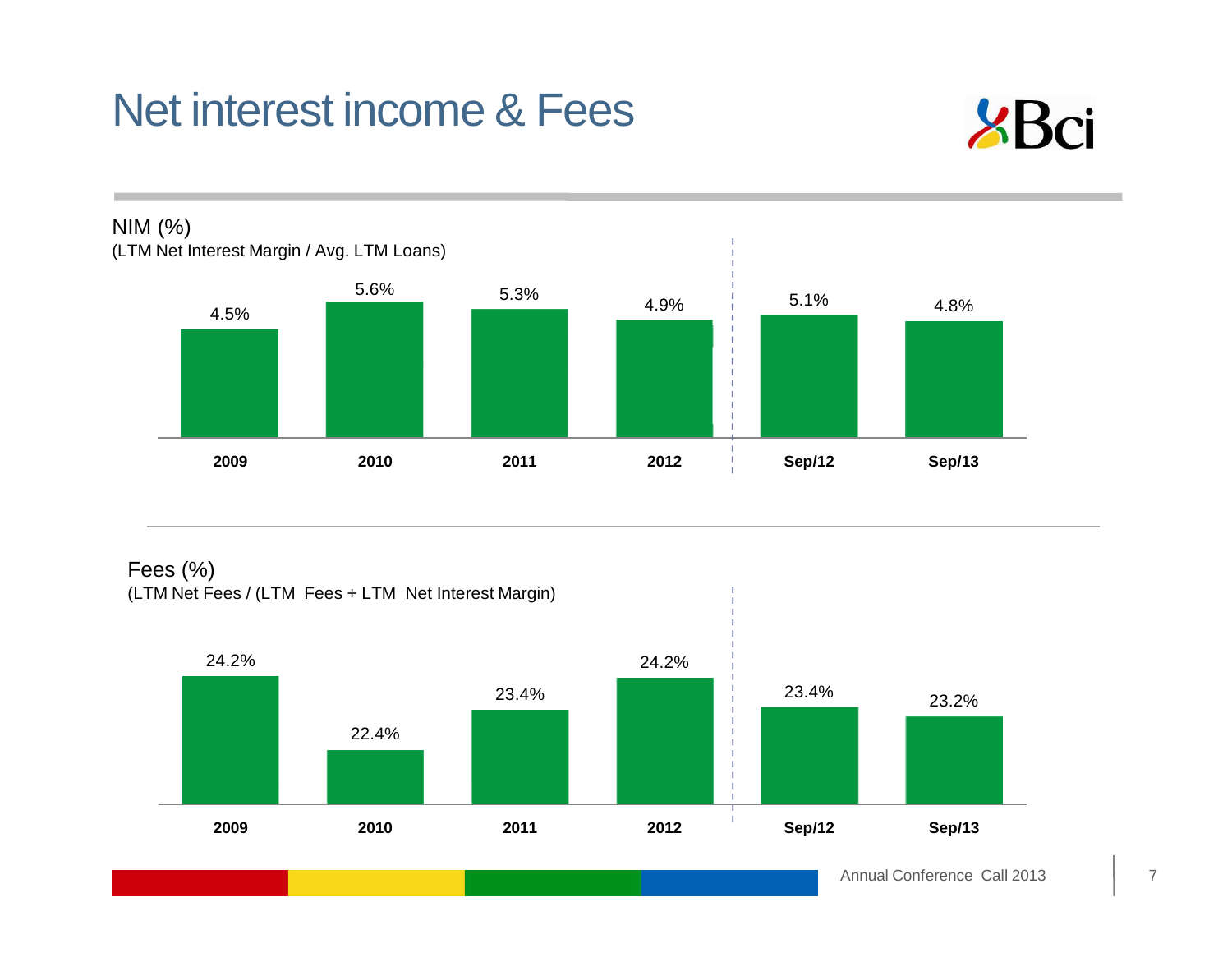# Net interest income & Fees

## NIM (%)

(LTM Net Interest Margin / Avg. LTM Loans)

| 2009 | 2010 | 2011 | 2012 | Sep/12 | Sep/13 |
|---|---|---|---|---|---|
| 4.5% | 5.6% | 5.3% | 4.9% | 5.1% | 4.8% |

## Fees (%)

(LTM Net Fees / (LTM Fees + LTM Net Interest Margin)

| 2009 | 2010 | 2011 | 2012 | Sep/12 | Sep/13 |
|---|---|---|---|---|---|
| 24.2% | 22.4% | 23.4% | 24.2% | 23.4% | 23.2% |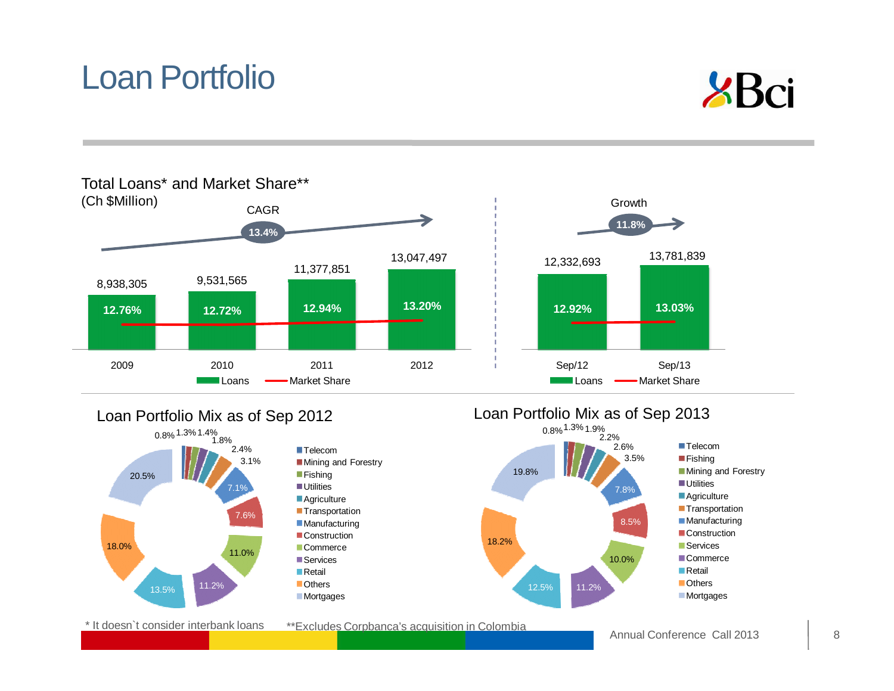# Loan Portfolio

## Total Loans* and Market Share**
(Ch $Million)

CAGR 13.4%

| | 2009 | 2010 | 2011 | 2012 |
|---|---|---|---|---|
| Loans | 8,938,305 | 9,531,565 | 11,377,851 | 13,047,497 |
| Market Share | 12.76% | 12.72% | 12.94% | 13.20% |

Growth 11.8%

| | Sep/12 | Sep/13 |
|---|---|---|
| Loans | 12,332,693 | 13,781,839 |
| Market Share | 12.92% | 13.03% |

## Loan Portfolio Mix as of Sep 2012

| Sector | % |
|---|---|
| Telecom | 0.8% |
| Mining and Forestry | 1.3% |
| Fishing | 1.4% |
| Utilities | 1.8% |
| Agriculture | 2.4% |
| Transportation | 3.1% |
| Manufacturing | 7.1% |
| Construction | 7.6% |
| Commerce | 11.0% |
| Services | 11.2% |
| Retail | 13.5% |
| Others | 18.0% |
| Mortgages | 20.5% |

## Loan Portfolio Mix as of Sep 2013

| Sector | % |
|---|---|
| Telecom | 0.8% |
| Fishing | 1.3% |
| Mining and Forestry | 1.9% |
| Utilities | 2.2% |
| Agriculture | 2.6% |
| Transportation | 3.5% |
| Manufacturing | 7.8% |
| Construction | 8.5% |
| Services | 10.0% |
| Commerce | 11.2% |
| Retail | 12.5% |
| Others | 18.2% |
| Mortgages | 19.8% |

* It doesn`t consider interbank loans **Excludes Corpbanca's acquisition in Colombia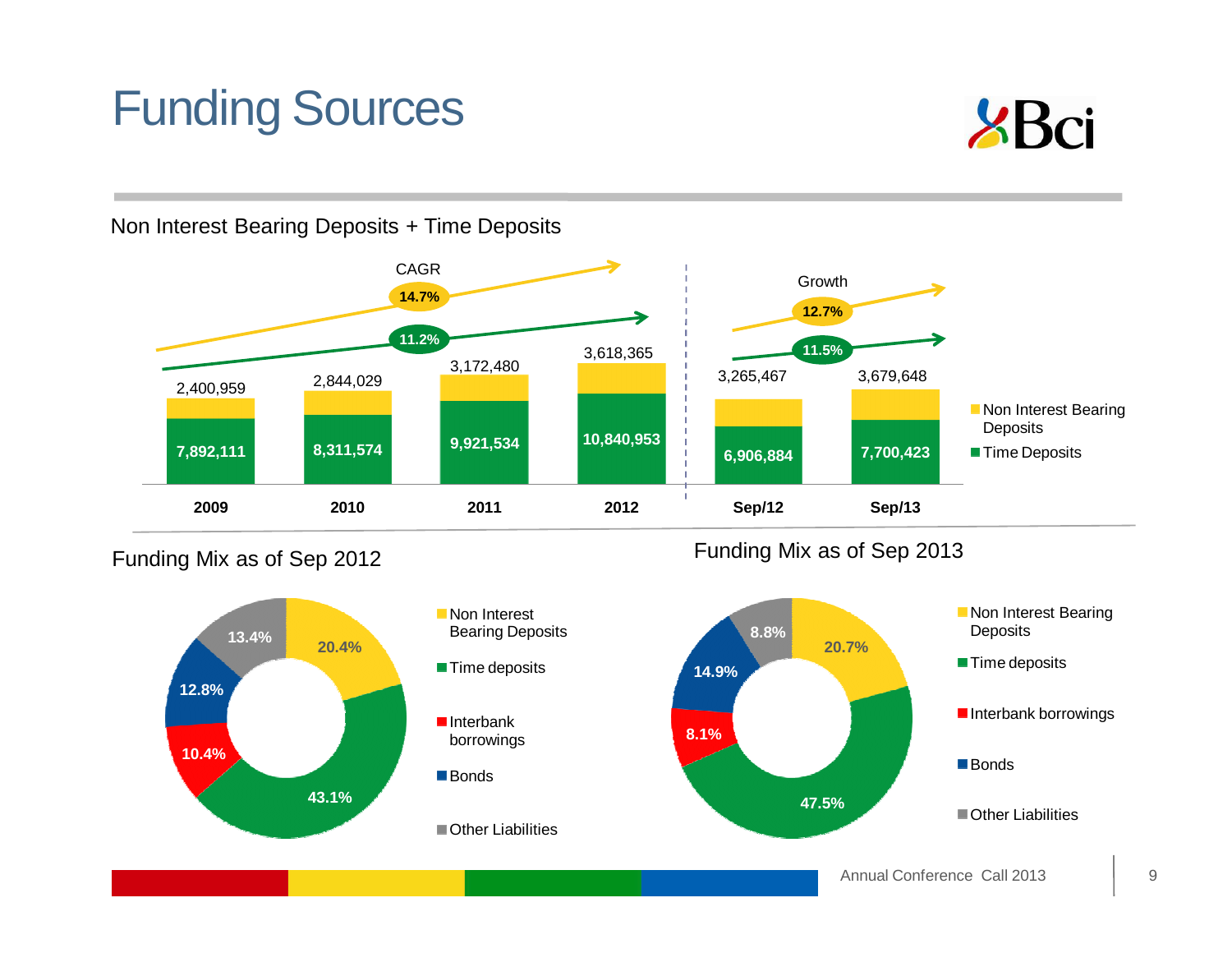# Funding Sources

## Non Interest Bearing Deposits + Time Deposits

| | 2009 | 2010 | 2011 | 2012 | Sep/12 | Sep/13 |
|---|---|---|---|---|---|---|
| Non Interest Bearing Deposits | 2,400,959 | 2,844,029 | 3,172,480 | 3,618,365 | 3,265,467 | 3,679,648 |
| Time Deposits | 7,892,111 | 8,311,574 | 9,921,534 | 10,840,953 | 6,906,884 | 7,700,423 |

CAGR (2009–2012): Non Interest Bearing Deposits 14.7%; Time Deposits 11.2%

Growth (Sep/12–Sep/13): Non Interest Bearing Deposits 12.7%; Time Deposits 11.5%

## Funding Mix as of Sep 2012

| Source | Share |
|---|---|
| Non Interest Bearing Deposits | 20.4% |
| Time deposits | 43.1% |
| Interbank borrowings | 10.4% |
| Bonds | 12.8% |
| Other Liabilities | 13.4% |

## Funding Mix as of Sep 2013

| Source | Share |
|---|---|
| Non Interest Bearing Deposits | 20.7% |
| Time deposits | 47.5% |
| Interbank borrowings | 8.1% |
| Bonds | 14.9% |
| Other Liabilities | 8.8% |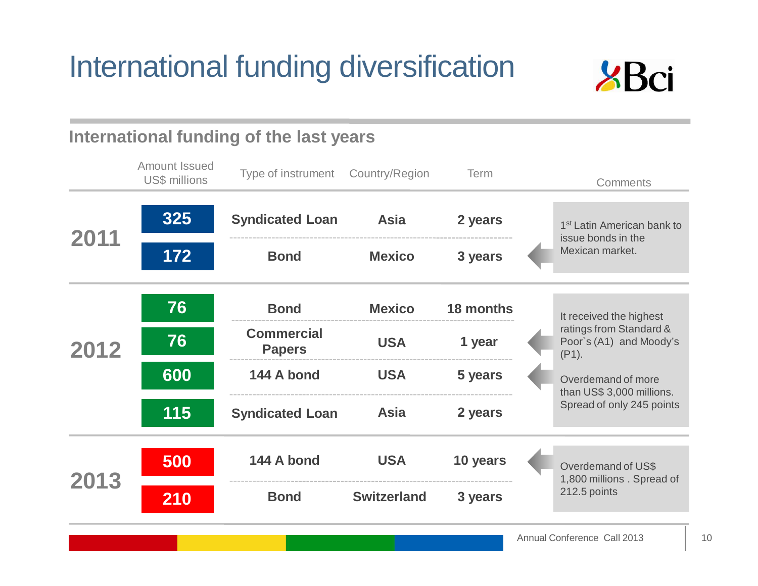# International funding diversification

## International funding of the last years

| Year | Amount Issued US$ millions | Type of instrument | Country/Region | Term | Comments |
|---|---|---|---|---|---|
| 2011 | 325 | Syndicated Loan | Asia | 2 years | |
| | 172 | Bond | Mexico | 3 years | 1st Latin American bank to issue bonds in the Mexican market. |
| 2012 | 76 | Bond | Mexico | 18 months | |
| | 76 | Commercial Papers | USA | 1 year | It received the highest ratings from Standard & Poor`s (A1) and Moody's (P1). |
| | 600 | 144 A bond | USA | 5 years | Overdemand of more than US$ 3,000 millions. Spread of only 245 points |
| | 115 | Syndicated Loan | Asia | 2 years | |
| 2013 | 500 | 144 A bond | USA | 10 years | Overdemand of US$ 1,800 millions . Spread of 212.5 points |
| | 210 | Bond | Switzerland | 3 years | |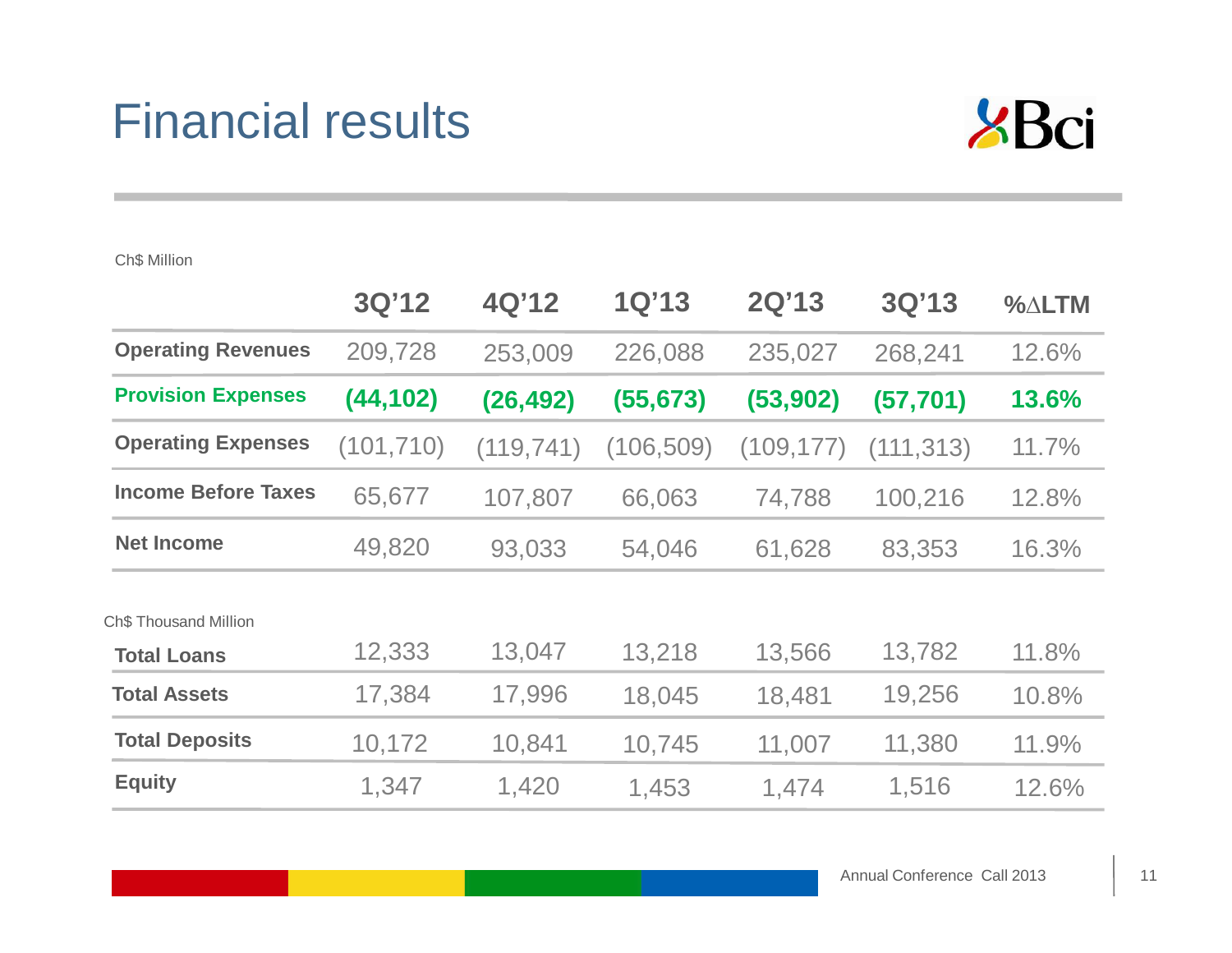# Financial results

Ch$ Million

| | 3Q'12 | 4Q'12 | 1Q'13 | 2Q'13 | 3Q'13 | %ΔLTM |
|---|---|---|---|---|---|---|
| **Operating Revenues** | 209,728 | 253,009 | 226,088 | 235,027 | 268,241 | 12.6% |
| **Provision Expenses** | **(44,102)** | **(26,492)** | **(55,673)** | **(53,902)** | **(57,701)** | **13.6%** |
| **Operating Expenses** | (101,710) | (119,741) | (106,509) | (109,177) | (111,313) | 11.7% |
| **Income Before Taxes** | 65,677 | 107,807 | 66,063 | 74,788 | 100,216 | 12.8% |
| **Net Income** | 49,820 | 93,033 | 54,046 | 61,628 | 83,353 | 16.3% |

Ch$ Thousand Million

| | 3Q'12 | 4Q'12 | 1Q'13 | 2Q'13 | 3Q'13 | %ΔLTM |
|---|---|---|---|---|---|---|
| **Total Loans** | 12,333 | 13,047 | 13,218 | 13,566 | 13,782 | 11.8% |
| **Total Assets** | 17,384 | 17,996 | 18,045 | 18,481 | 19,256 | 10.8% |
| **Total Deposits** | 10,172 | 10,841 | 10,745 | 11,007 | 11,380 | 11.9% |
| **Equity** | 1,347 | 1,420 | 1,453 | 1,474 | 1,516 | 12.6% |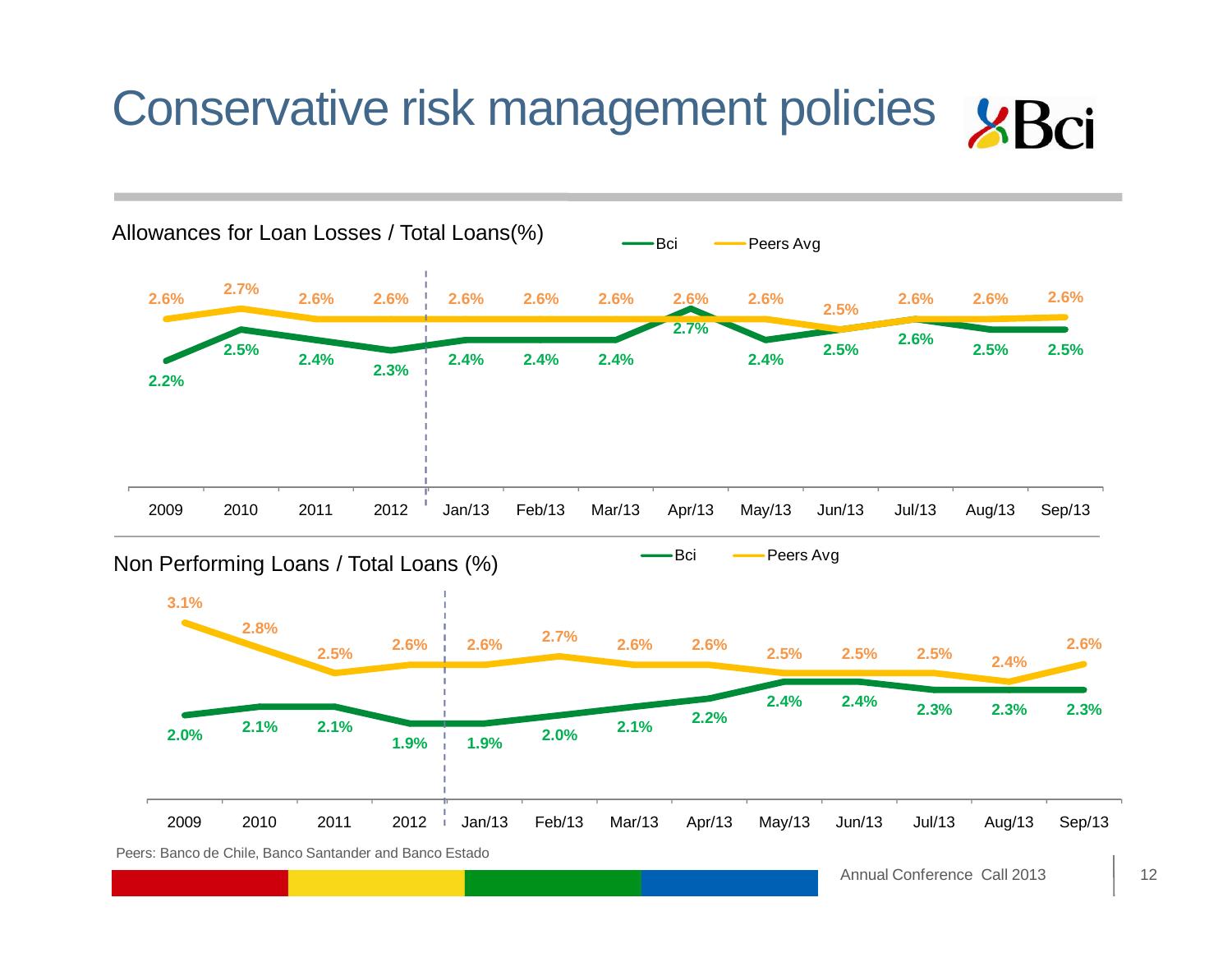# Conservative risk management policies

Allowances for Loan Losses / Total Loans(%)

| | 2009 | 2010 | 2011 | 2012 | Jan/13 | Feb/13 | Mar/13 | Apr/13 | May/13 | Jun/13 | Jul/13 | Aug/13 | Sep/13 |
|---|---|---|---|---|---|---|---|---|---|---|---|---|---|
| Bci | 2.2% | 2.5% | 2.4% | 2.3% | 2.4% | 2.4% | 2.4% | 2.7% | 2.4% | 2.5% | 2.6% | 2.5% | 2.5% |
| Peers Avg | 2.6% | 2.7% | 2.6% | 2.6% | 2.6% | 2.6% | 2.6% | 2.6% | 2.6% | 2.5% | 2.6% | 2.6% | 2.6% |

Non Performing Loans / Total Loans (%)

| | 2009 | 2010 | 2011 | 2012 | Jan/13 | Feb/13 | Mar/13 | Apr/13 | May/13 | Jun/13 | Jul/13 | Aug/13 | Sep/13 |
|---|---|---|---|---|---|---|---|---|---|---|---|---|---|
| Bci | 2.0% | 2.1% | 2.1% | 1.9% | 1.9% | 2.0% | 2.1% | 2.2% | 2.4% | 2.4% | 2.3% | 2.3% | 2.3% |
| Peers Avg | 3.1% | 2.8% | 2.5% | 2.6% | 2.6% | 2.7% | 2.6% | 2.6% | 2.5% | 2.5% | 2.5% | 2.4% | 2.6% |

Peers: Banco de Chile, Banco Santander and Banco Estado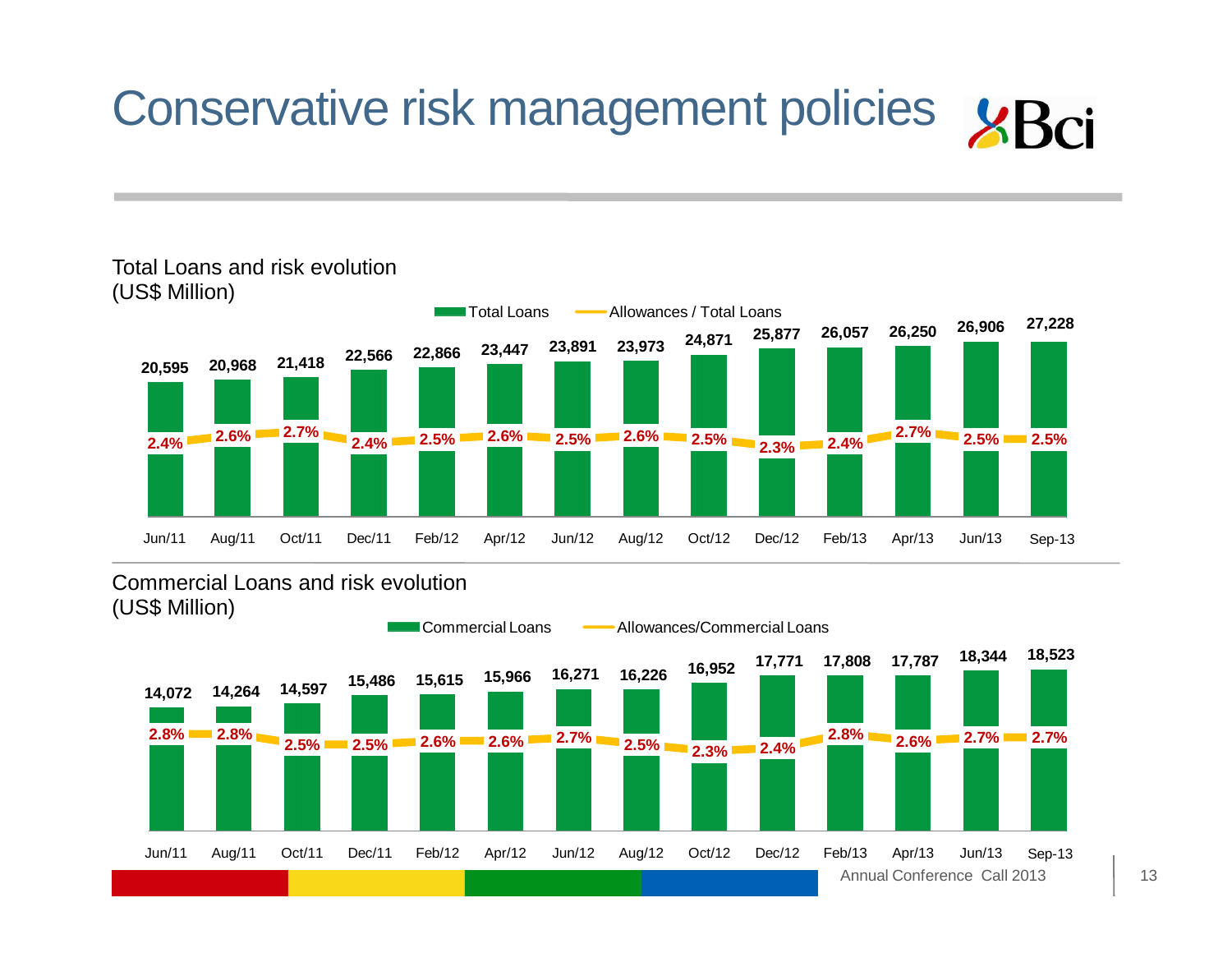# Conservative risk management policies

### Total Loans and risk evolution (US$ Million)

| | Jun/11 | Aug/11 | Oct/11 | Dec/11 | Feb/12 | Apr/12 | Jun/12 | Aug/12 | Oct/12 | Dec/12 | Feb/13 | Apr/13 | Jun/13 | Sep-13 |
|---|---|---|---|---|---|---|---|---|---|---|---|---|---|---|
| Total Loans | 20,595 | 20,968 | 21,418 | 22,566 | 22,866 | 23,447 | 23,891 | 23,973 | 24,871 | 25,877 | 26,057 | 26,250 | 26,906 | 27,228 |
| Allowances / Total Loans | 2.4% | 2.6% | 2.7% | 2.4% | 2.5% | 2.6% | 2.5% | 2.6% | 2.5% | 2.3% | 2.4% | 2.7% | 2.5% | 2.5% |

### Commercial Loans and risk evolution (US$ Million)

| | Jun/11 | Aug/11 | Oct/11 | Dec/11 | Feb/12 | Apr/12 | Jun/12 | Aug/12 | Oct/12 | Dec/12 | Feb/13 | Apr/13 | Jun/13 | Sep-13 |
|---|---|---|---|---|---|---|---|---|---|---|---|---|---|---|
| Commercial Loans | 14,072 | 14,264 | 14,597 | 15,486 | 15,615 | 15,966 | 16,271 | 16,226 | 16,952 | 17,771 | 17,808 | 17,787 | 18,344 | 18,523 |
| Allowances/Commercial Loans | 2.8% | 2.8% | 2.5% | 2.5% | 2.6% | 2.6% | 2.7% | 2.5% | 2.3% | 2.4% | 2.8% | 2.6% | 2.7% | 2.7% |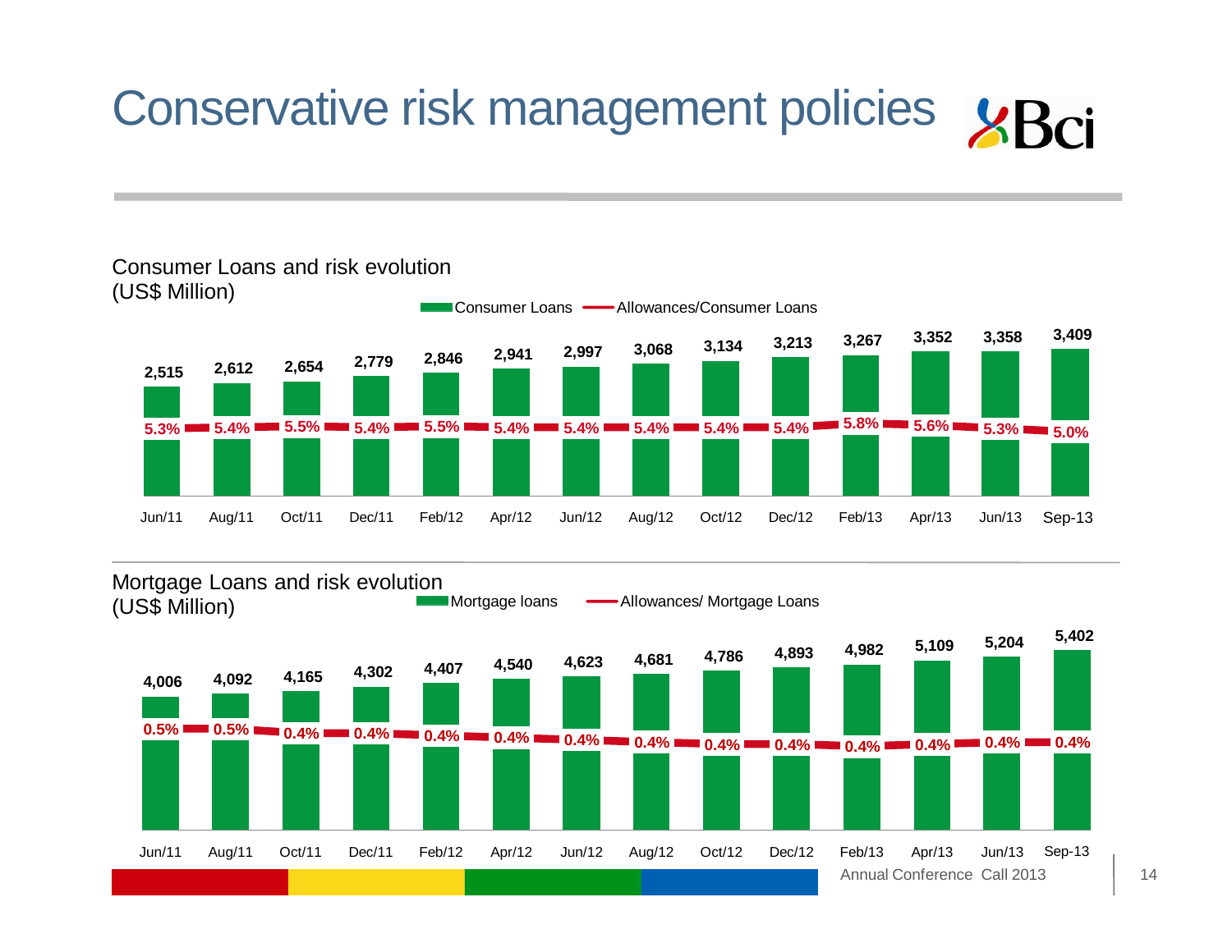# Conservative risk management policies

## Consumer Loans and risk evolution (US$ Million)

| | Jun/11 | Aug/11 | Oct/11 | Dec/11 | Feb/12 | Apr/12 | Jun/12 | Aug/12 | Oct/12 | Dec/12 | Feb/13 | Apr/13 | Jun/13 | Sep-13 |
|---|---|---|---|---|---|---|---|---|---|---|---|---|---|---|
| Consumer Loans | 2,515 | 2,612 | 2,654 | 2,779 | 2,846 | 2,941 | 2,997 | 3,068 | 3,134 | 3,213 | 3,267 | 3,352 | 3,358 | 3,409 |
| Allowances/Consumer Loans | 5.3% | 5.4% | 5.5% | 5.4% | 5.5% | 5.4% | 5.4% | 5.4% | 5.4% | 5.4% | 5.8% | 5.6% | 5.3% | 5.0% |

## Mortgage Loans and risk evolution (US$ Million)

| | Jun/11 | Aug/11 | Oct/11 | Dec/11 | Feb/12 | Apr/12 | Jun/12 | Aug/12 | Oct/12 | Dec/12 | Feb/13 | Apr/13 | Jun/13 | Sep-13 |
|---|---|---|---|---|---|---|---|---|---|---|---|---|---|---|
| Mortgage loans | 4,006 | 4,092 | 4,165 | 4,302 | 4,407 | 4,540 | 4,623 | 4,681 | 4,786 | 4,893 | 4,982 | 5,109 | 5,204 | 5,402 |
| Allowances/ Mortgage Loans | 0.5% | 0.5% | 0.4% | 0.4% | 0.4% | 0.4% | 0.4% | 0.4% | 0.4% | 0.4% | 0.4% | 0.4% | 0.4% | 0.4% |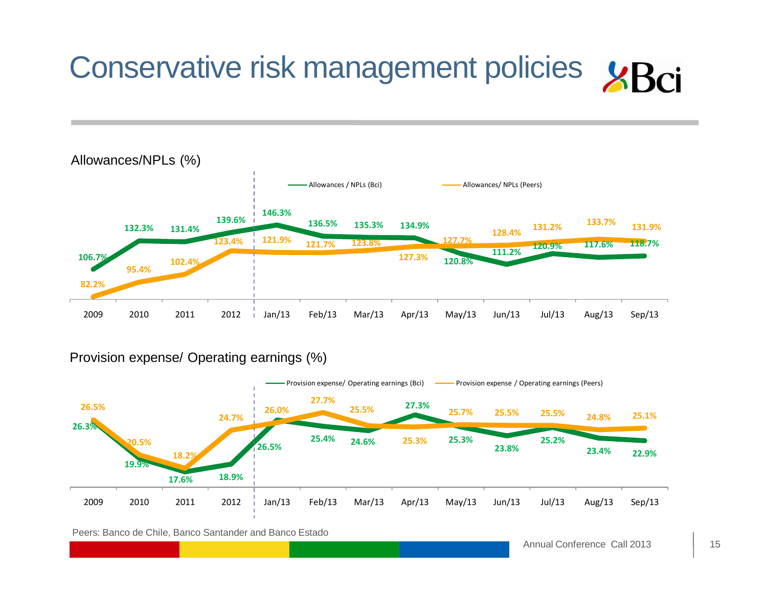# Conservative risk management policies

Allowances/NPLs (%)

| | 2009 | 2010 | 2011 | 2012 | Jan/13 | Feb/13 | Mar/13 | Apr/13 | May/13 | Jun/13 | Jul/13 | Aug/13 | Sep/13 |
|---|---|---|---|---|---|---|---|---|---|---|---|---|---|
| Allowances / NPLs (Bci) | 106.7% | 132.3% | 131.4% | 139.6% | 146.3% | 136.5% | 135.3% | 134.9% | 120.8% | 111.2% | 120.9% | 117.6% | 118.7% |
| Allowances/ NPLs (Peers) | 82.2% | 95.4% | 102.4% | 123.4% | 121.9% | 121.7% | 123.8% | 127.3% | 127.7% | 128.4% | 131.2% | 133.7% | 131.9% |

Provision expense/ Operating earnings (%)

| | 2009 | 2010 | 2011 | 2012 | Jan/13 | Feb/13 | Mar/13 | Apr/13 | May/13 | Jun/13 | Jul/13 | Aug/13 | Sep/13 |
|---|---|---|---|---|---|---|---|---|---|---|---|---|---|
| Provision expense/ Operating earnings (Bci) | 26.3% | 19.9% | 17.6% | 18.9% | 26.5% | 25.4% | 24.6% | 27.3% | 25.3% | 23.8% | 25.2% | 23.4% | 22.9% |
| Provision expense / Operating earnings (Peers) | 26.5% | 20.5% | 18.2% | 24.7% | 26.0% | 27.7% | 25.5% | 25.3% | 25.7% | 25.5% | 25.5% | 24.8% | 25.1% |

Peers: Banco de Chile, Banco Santander and Banco Estado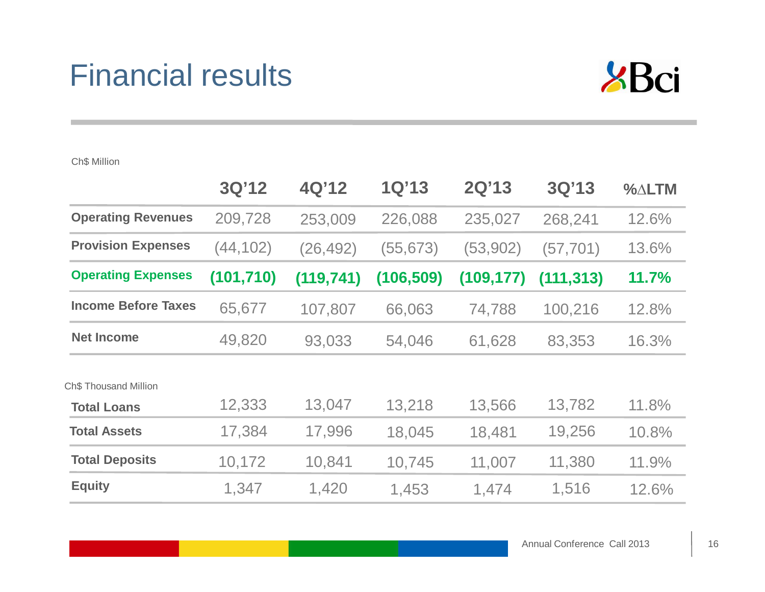# Financial results

Ch$ Million

| | 3Q'12 | 4Q'12 | 1Q'13 | 2Q'13 | 3Q'13 | %∆LTM |
|---|---|---|---|---|---|---|
| **Operating Revenues** | 209,728 | 253,009 | 226,088 | 235,027 | 268,241 | 12.6% |
| **Provision Expenses** | (44,102) | (26,492) | (55,673) | (53,902) | (57,701) | 13.6% |
| **Operating Expenses** | **(101,710)** | **(119,741)** | **(106,509)** | **(109,177)** | **(111,313)** | **11.7%** |
| **Income Before Taxes** | 65,677 | 107,807 | 66,063 | 74,788 | 100,216 | 12.8% |
| **Net Income** | 49,820 | 93,033 | 54,046 | 61,628 | 83,353 | 16.3% |

Ch$ Thousand Million

| | 3Q'12 | 4Q'12 | 1Q'13 | 2Q'13 | 3Q'13 | %∆LTM |
|---|---|---|---|---|---|---|
| **Total Loans** | 12,333 | 13,047 | 13,218 | 13,566 | 13,782 | 11.8% |
| **Total Assets** | 17,384 | 17,996 | 18,045 | 18,481 | 19,256 | 10.8% |
| **Total Deposits** | 10,172 | 10,841 | 10,745 | 11,007 | 11,380 | 11.9% |
| **Equity** | 1,347 | 1,420 | 1,453 | 1,474 | 1,516 | 12.6% |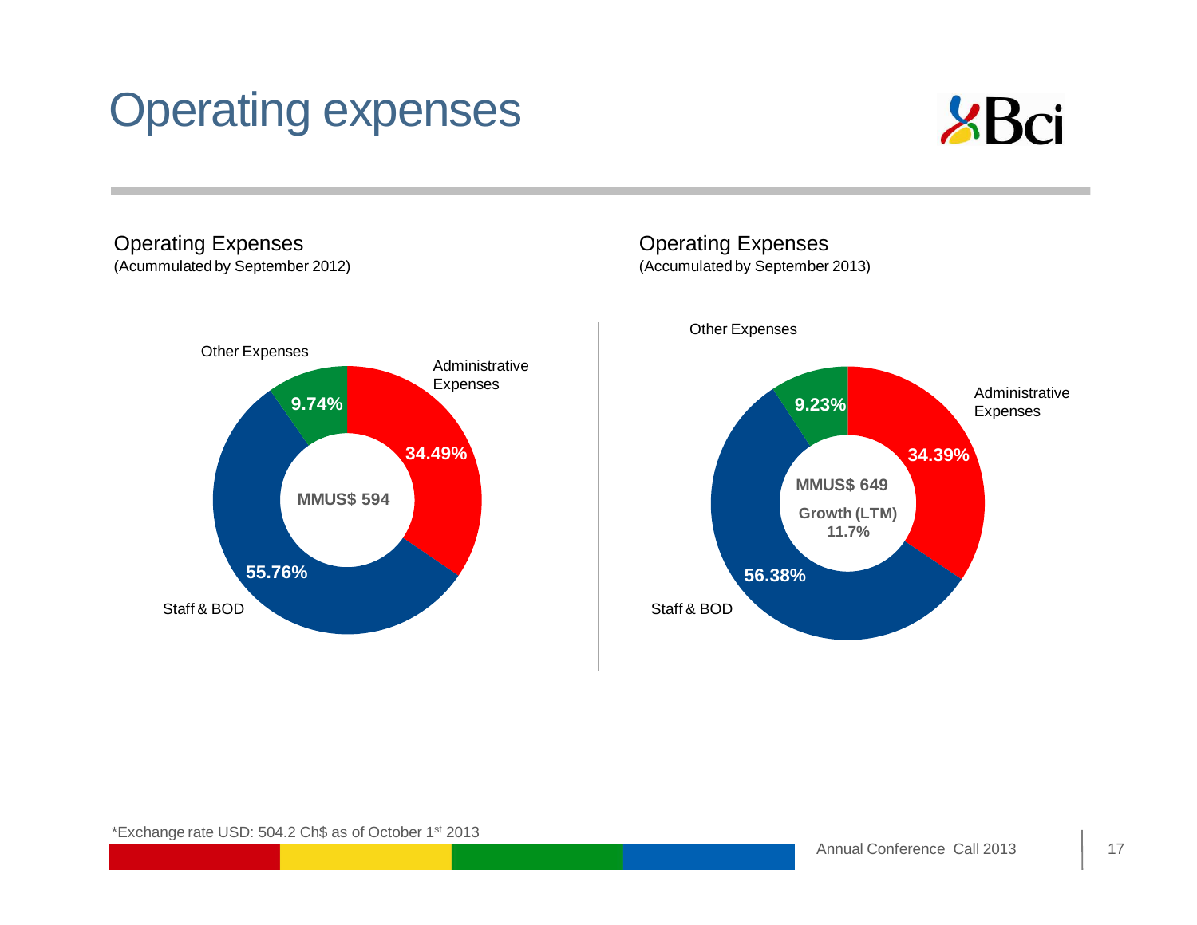# Operating expenses

## Operating Expenses
(Acummulated by September 2012)

| Category | Share |
| --- | --- |
| Administrative Expenses | 34.49% |
| Staff & BOD | 55.76% |
| Other Expenses | 9.74% |

MMUS$ 594

## Operating Expenses
(Accumulated by September 2013)

| Category | Share |
| --- | --- |
| Administrative Expenses | 34.39% |
| Staff & BOD | 56.38% |
| Other Expenses | 9.23% |

MMUS$ 649

Growth (LTM) 11.7%

*Exchange rate USD: 504.2 Ch$ as of October 1st 2013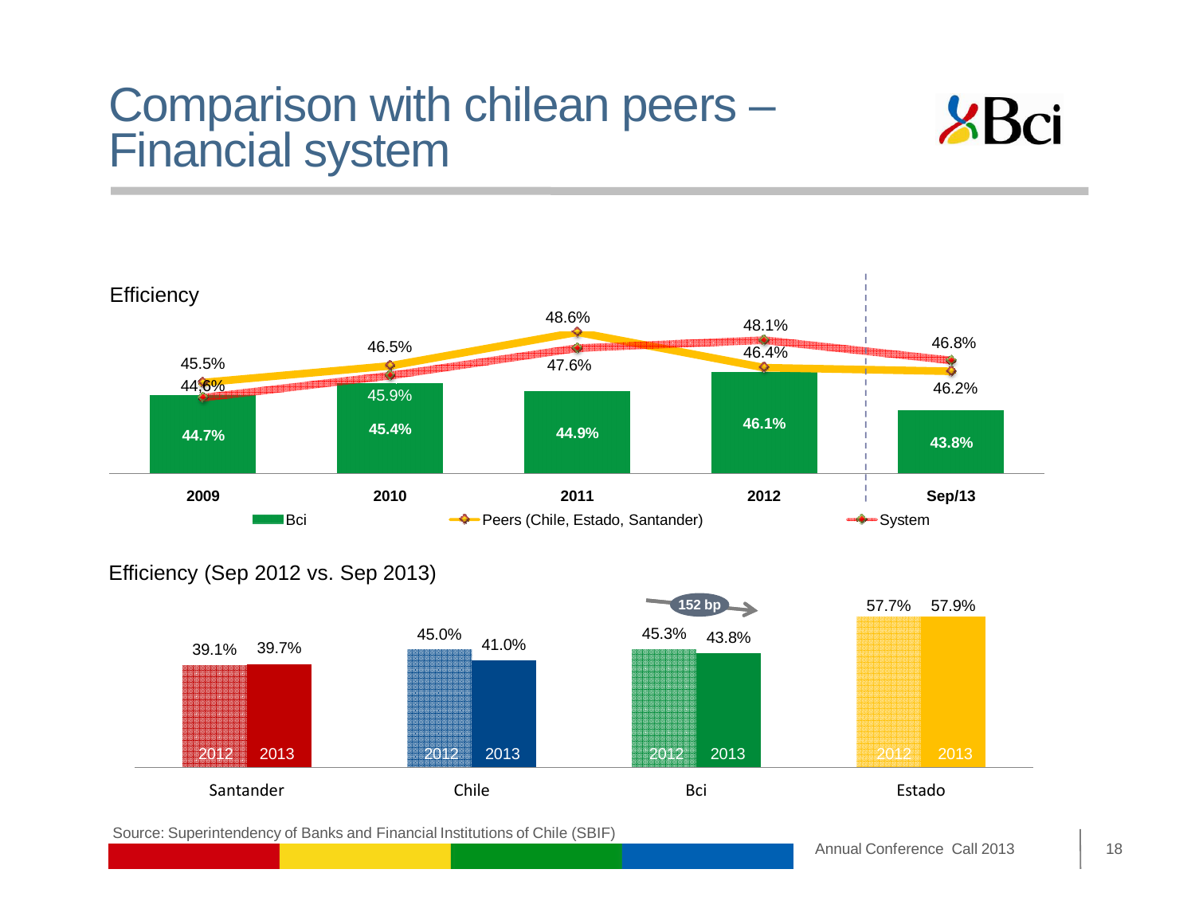# Comparison with chilean peers – Financial system

## Efficiency

| | 2009 | 2010 | 2011 | 2012 | Sep/13 |
|---|---|---|---|---|---|
| Bci | 44.7% | 45.4% | 44.9% | 46.1% | 43.8% |
| Peers (Chile, Estado, Santander) | 45.5% | 46.5% | 48.6% | 46.4% | 46.2% |
| System | 44.6% | 45.9% | 47.6% | 48.1% | 46.8% |

## Efficiency (Sep 2012 vs. Sep 2013)

| | Santander | Chile | Bci | Estado |
|---|---|---|---|---|
| 2012 | 39.1% | 45.0% | 45.3% | 57.7% |
| 2013 | 39.7% | 41.0% | 43.8% | 57.9% |

Bci: 152 bp

Source: Superintendency of Banks and Financial Institutions of Chile (SBIF)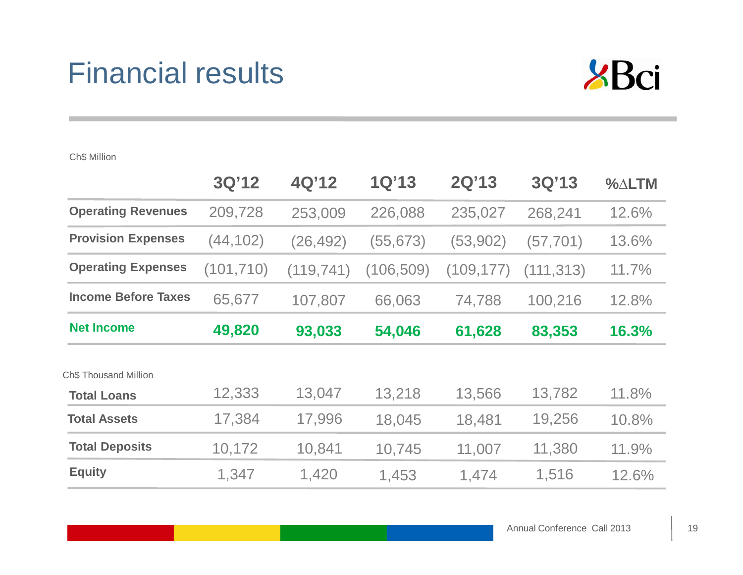# Financial results

Ch$ Million

| | 3Q'12 | 4Q'12 | 1Q'13 | 2Q'13 | 3Q'13 | %∆LTM |
|---|---|---|---|---|---|---|
| **Operating Revenues** | 209,728 | 253,009 | 226,088 | 235,027 | 268,241 | 12.6% |
| **Provision Expenses** | (44,102) | (26,492) | (55,673) | (53,902) | (57,701) | 13.6% |
| **Operating Expenses** | (101,710) | (119,741) | (106,509) | (109,177) | (111,313) | 11.7% |
| **Income Before Taxes** | 65,677 | 107,807 | 66,063 | 74,788 | 100,216 | 12.8% |
| **Net Income** | **49,820** | **93,033** | **54,046** | **61,628** | **83,353** | **16.3%** |

Ch$ Thousand Million

| | 3Q'12 | 4Q'12 | 1Q'13 | 2Q'13 | 3Q'13 | %∆LTM |
|---|---|---|---|---|---|---|
| **Total Loans** | 12,333 | 13,047 | 13,218 | 13,566 | 13,782 | 11.8% |
| **Total Assets** | 17,384 | 17,996 | 18,045 | 18,481 | 19,256 | 10.8% |
| **Total Deposits** | 10,172 | 10,841 | 10,745 | 11,007 | 11,380 | 11.9% |
| **Equity** | 1,347 | 1,420 | 1,453 | 1,474 | 1,516 | 12.6% |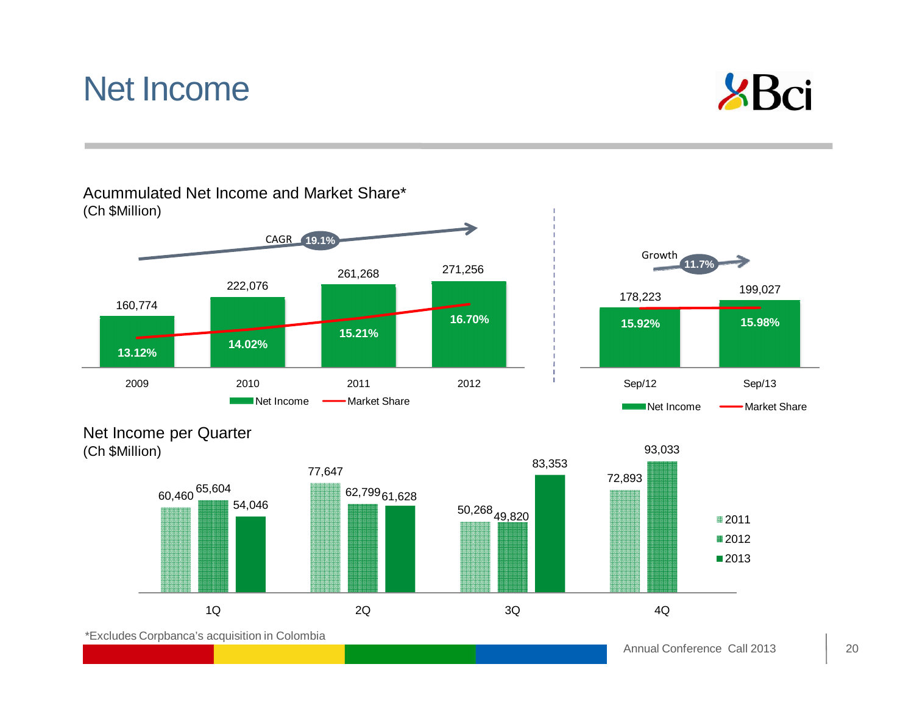# Net Income

## Acummulated Net Income and Market Share*

(Ch $Million)

CAGR 19.1%

| | 2009 | 2010 | 2011 | 2012 |
|---|---|---|---|---|
| Net Income | 160,774 | 222,076 | 261,268 | 271,256 |
| Market Share | 13.12% | 14.02% | 15.21% | 16.70% |

Growth 11.7%

| | Sep/12 | Sep/13 |
|---|---|---|
| Net Income | 178,223 | 199,027 |
| Market Share | 15.92% | 15.98% |

## Net Income per Quarter

(Ch $Million)

| | 1Q | 2Q | 3Q | 4Q |
|---|---|---|---|---|
| 2011 | 60,460 | 77,647 | 50,268 | 72,893 |
| 2012 | 65,604 | 62,799 | 49,820 | 93,033 |
| 2013 | 54,046 | 61,628 | 83,353 | |

*Excludes Corpbanca's acquisition in Colombia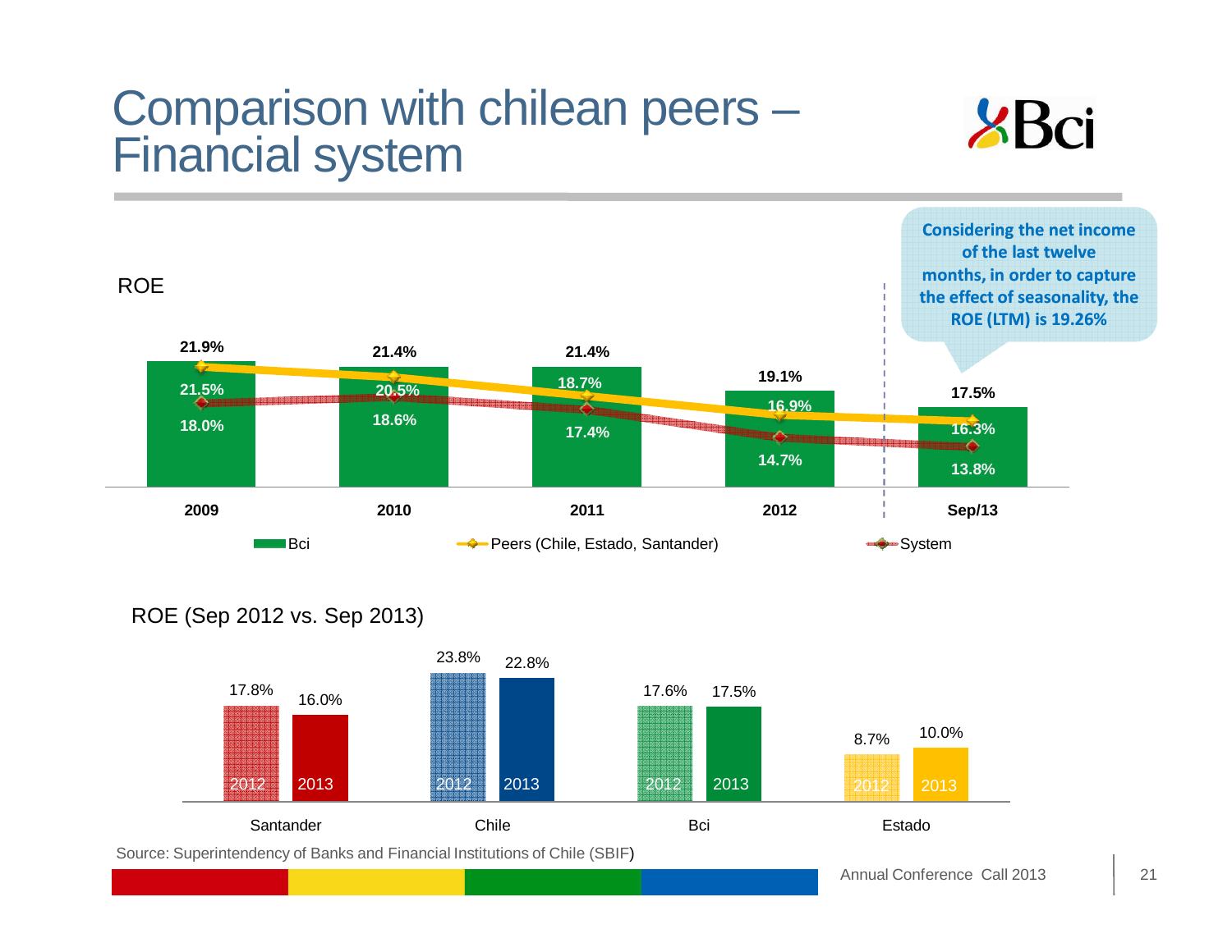# Comparison with chilean peers – Financial system

**ROE**

| | 2009 | 2010 | 2011 | 2012 | Sep/13 |
|---|---|---|---|---|---|
| Bci | 21.9% | 21.4% | 21.4% | 19.1% | 17.5% |
| Peers (Chile, Estado, Santander) | 21.5% | 20.5% | 18.7% | 16.9% | 16.3% |
| System | 18.0% | 18.6% | 17.4% | 14.7% | 13.8% |

**Considering the net income of the last twelve months, in order to capture the effect of seasonality, the ROE (LTM) is 19.26%**

**ROE (Sep 2012 vs. Sep 2013)**

| | 2012 | 2013 |
|---|---|---|
| Santander | 17.8% | 16.0% |
| Chile | 23.8% | 22.8% |
| Bci | 17.6% | 17.5% |
| Estado | 8.7% | 10.0% |

Source: Superintendency of Banks and Financial Institutions of Chile (SBIF)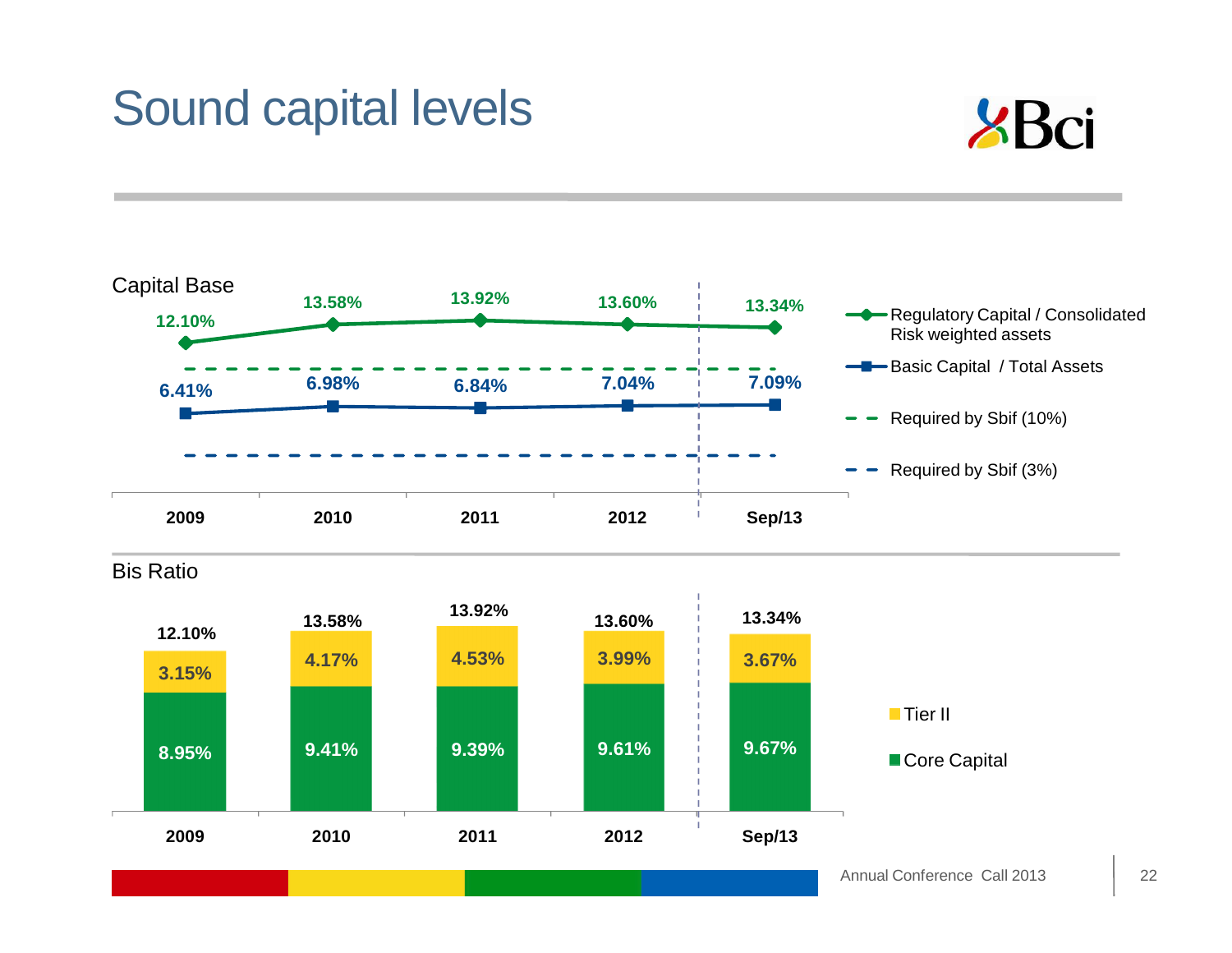# Sound capital levels

## Capital Base

| | 2009 | 2010 | 2011 | 2012 | Sep/13 |
|---|---|---|---|---|---|
| Regulatory Capital / Consolidated Risk weighted assets | 12.10% | 13.58% | 13.92% | 13.60% | 13.34% |
| Basic Capital / Total Assets | 6.41% | 6.98% | 6.84% | 7.04% | 7.09% |

- Required by Sbif (10%)
- Required by Sbif (3%)

## Bis Ratio

| | 2009 | 2010 | 2011 | 2012 | Sep/13 |
|---|---|---|---|---|---|
| Tier II | 3.15% | 4.17% | 4.53% | 3.99% | 3.67% |
| Core Capital | 8.95% | 9.41% | 9.39% | 9.61% | 9.67% |
| Total | 12.10% | 13.58% | 13.92% | 13.60% | 13.34% |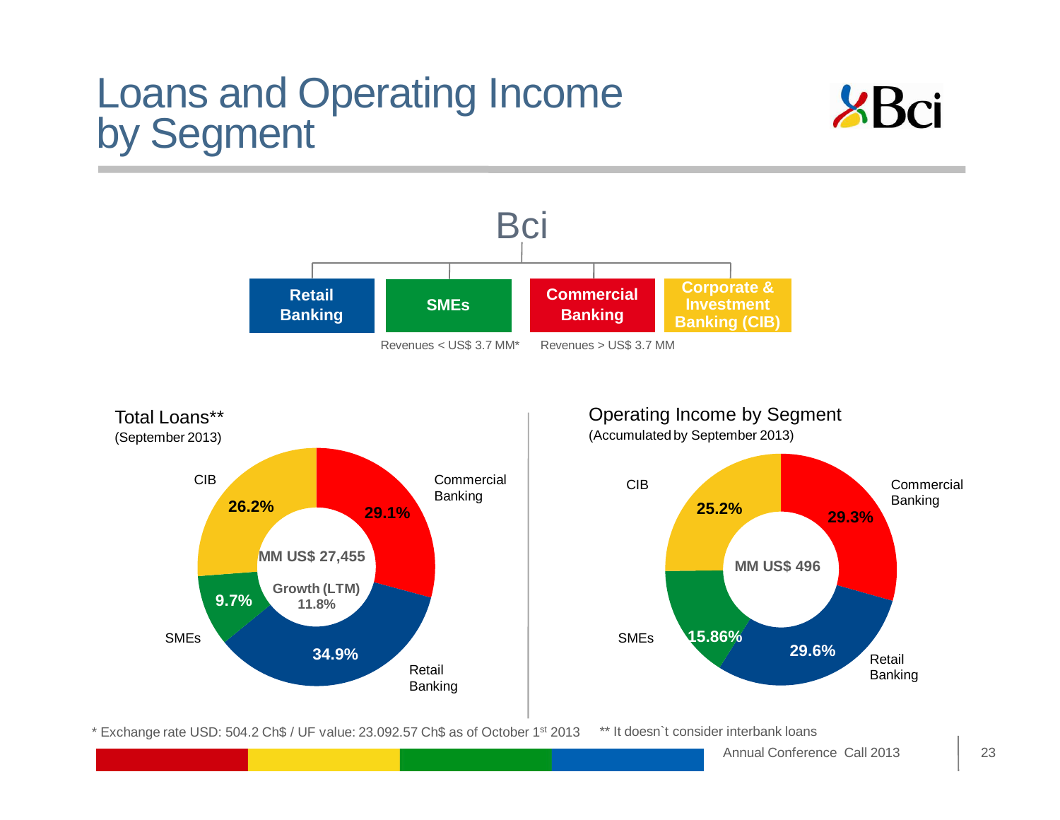# Loans and Operating Income by Segment

## Bci

- **Retail Banking**
- **SMEs** — Revenues < US$ 3.7 MM*
- **Commercial Banking** — Revenues > US$ 3.7 MM
- **Corporate & Investment Banking (CIB)**

### Total Loans**
(September 2013)

MM US$ 27,455

Growth (LTM) 11.8%

| Segment | Share |
|---|---|
| Commercial Banking | 29.1% |
| Retail Banking | 34.9% |
| SMEs | 9.7% |
| CIB | 26.2% |

### Operating Income by Segment
(Accumulated by September 2013)

MM US$ 496

| Segment | Share |
|---|---|
| Commercial Banking | 29.3% |
| Retail Banking | 29.6% |
| SMEs | 15.86% |
| CIB | 25.2% |

* Exchange rate USD: 504.2 Ch$ / UF value: 23.092.57 Ch$ as of October 1st 2013 ** It doesn`t consider interbank loans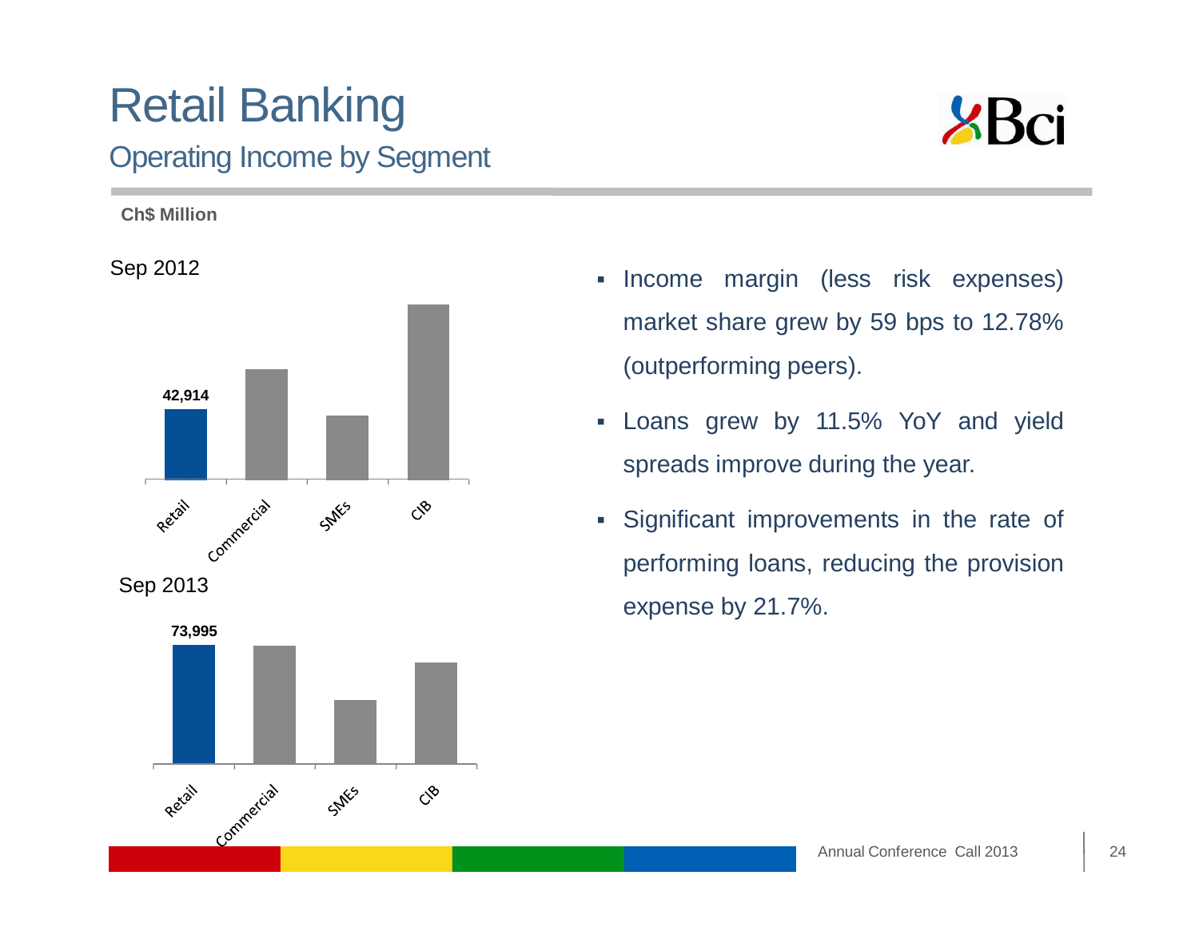# Retail Banking

## Operating Income by Segment

**Ch$ Million**

Sep 2012

| Segment | Value |
|---|---|
| Retail | 42,914 |
| Commercial | |
| SMEs | |
| CIB | |

Sep 2013

| Segment | Value |
|---|---|
| Retail | 73,995 |
| Commercial | |
| SMEs | |
| CIB | |

- Income margin (less risk expenses) market share grew by 59 bps to 12.78% (outperforming peers).
- Loans grew by 11.5% YoY and yield spreads improve during the year.
- Significant improvements in the rate of performing loans, reducing the provision expense by 21.7%.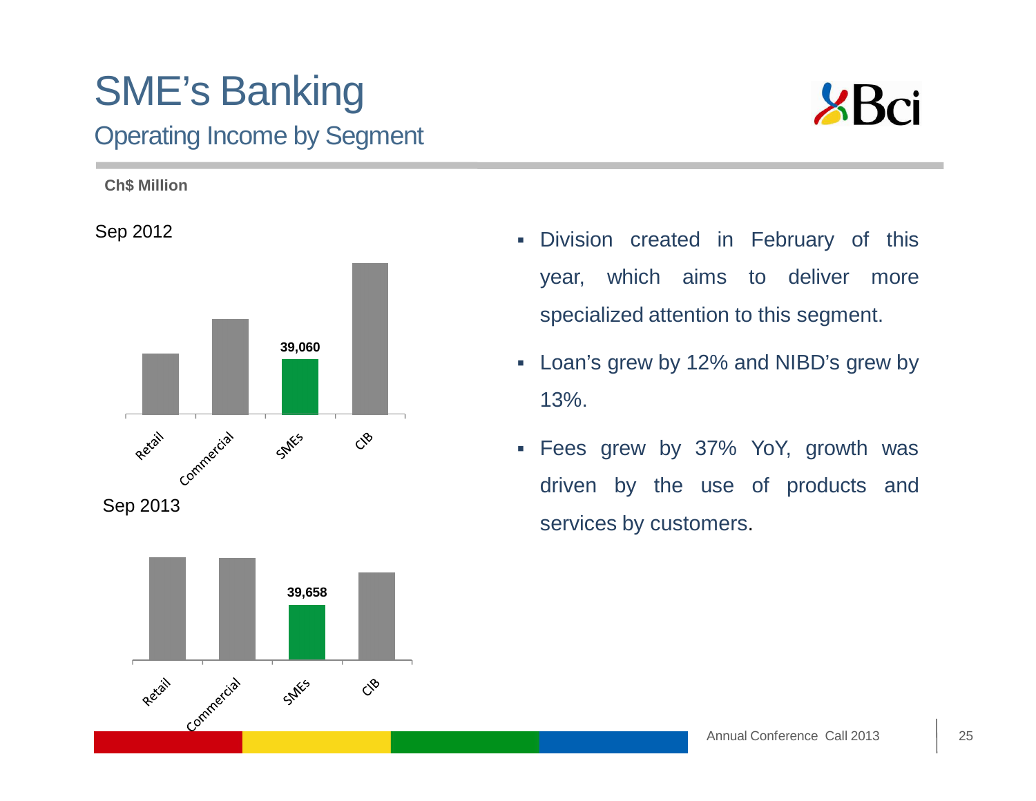# SME's Banking

## Operating Income by Segment

**Ch$ Million**

Sep 2012

| Segment | Value |
|---|---|
| Retail | |
| Commercial | |
| SMEs | 39,060 |
| CIB | |

Sep 2013

| Segment | Value |
|---|---|
| Retail | |
| Commercial | |
| SMEs | 39,658 |
| CIB | |

- Division created in February of this year, which aims to deliver more specialized attention to this segment.
- Loan's grew by 12% and NIBD's grew by 13%.
- Fees grew by 37% YoY, growth was driven by the use of products and services by customers.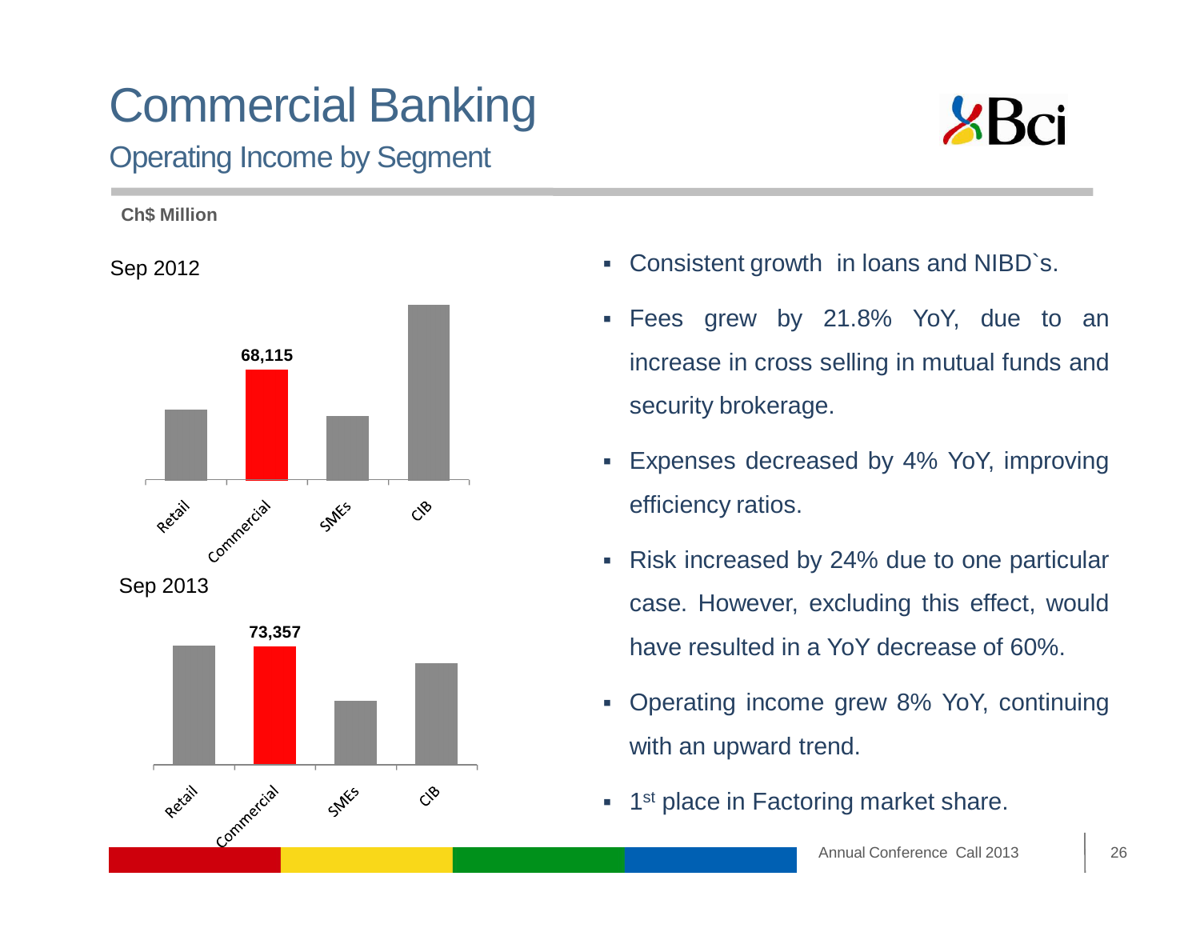# Commercial Banking

## Operating Income by Segment

**Ch$ Million**

Sep 2012

| Segment | Value |
|---|---|
| Retail | |
| Commercial | 68,115 |
| SMEs | |
| CIB | |

Sep 2013

| Segment | Value |
|---|---|
| Retail | |
| Commercial | 73,357 |
| SMEs | |
| CIB | |

- Consistent growth in loans and NIBD`s.
- Fees grew by 21.8% YoY, due to an increase in cross selling in mutual funds and security brokerage.
- Expenses decreased by 4% YoY, improving efficiency ratios.
- Risk increased by 24% due to one particular case. However, excluding this effect, would have resulted in a YoY decrease of 60%.
- Operating income grew 8% YoY, continuing with an upward trend.
- 1st place in Factoring market share.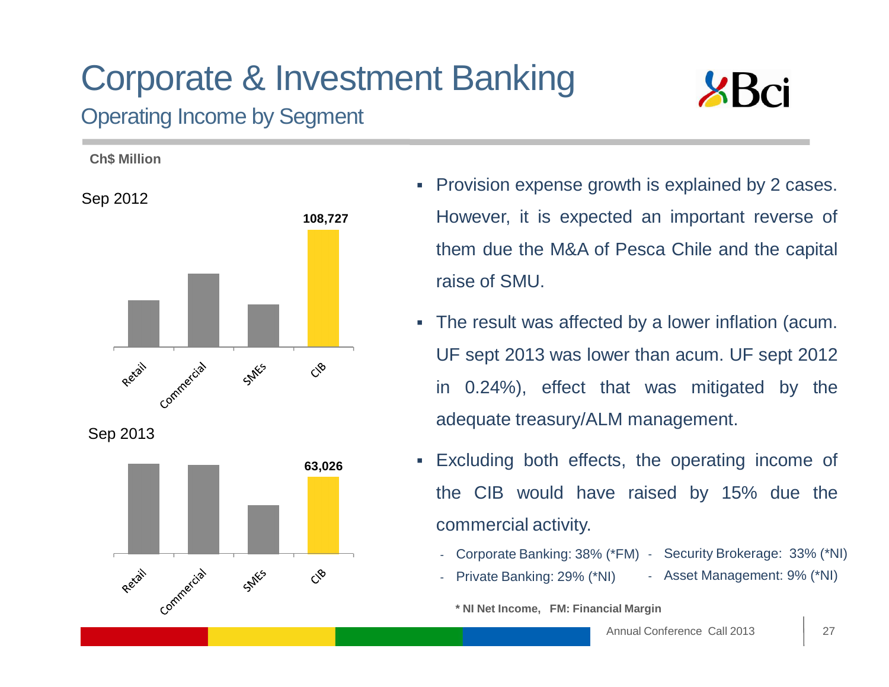# Corporate & Investment Banking

## Operating Income by Segment

**Ch$ Million**

Sep 2012

| Segment | Value |
|---|---|
| Retail | |
| Commercial | |
| SMEs | |
| CIB | 108,727 |

Sep 2013

| Segment | Value |
|---|---|
| Retail | |
| Commercial | |
| SMEs | |
| CIB | 63,026 |

- Provision expense growth is explained by 2 cases. However, it is expected an important reverse of them due the M&A of Pesca Chile and the capital raise of SMU.
- The result was affected by a lower inflation (acum. UF sept 2013 was lower than acum. UF sept 2012 in 0.24%), effect that was mitigated by the adequate treasury/ALM management.
- Excluding both effects, the operating income of the CIB would have raised by 15% due the commercial activity.
  - Corporate Banking: 38% (*FM)
  - Private Banking: 29% (*NI)
  - Security Brokerage: 33% (*NI)
  - Asset Management: 9% (*NI)

**\* NI Net Income, FM: Financial Margin**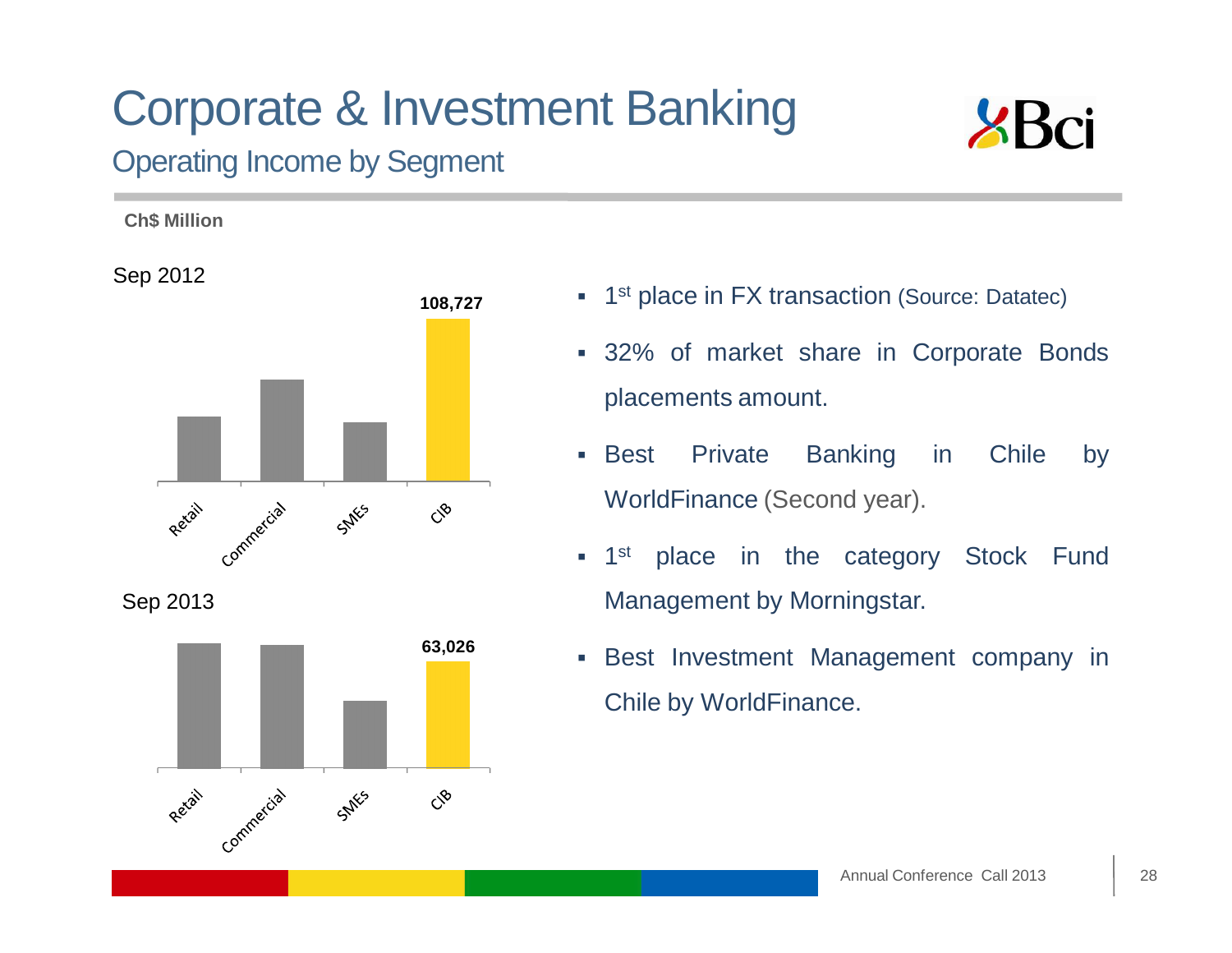# Corporate & Investment Banking

## Operating Income by Segment

**Ch$ Million**

Sep 2012

| Segment | Value |
| --- | --- |
| Retail | |
| Commercial | |
| SMEs | |
| CIB | 108,727 |

Sep 2013

| Segment | Value |
| --- | --- |
| Retail | |
| Commercial | |
| SMEs | |
| CIB | 63,026 |

- 1st place in FX transaction (Source: Datatec)
- 32% of market share in Corporate Bonds placements amount.
- Best Private Banking in Chile by WorldFinance (Second year).
- 1st place in the category Stock Fund Management by Morningstar.
- Best Investment Management company in Chile by WorldFinance.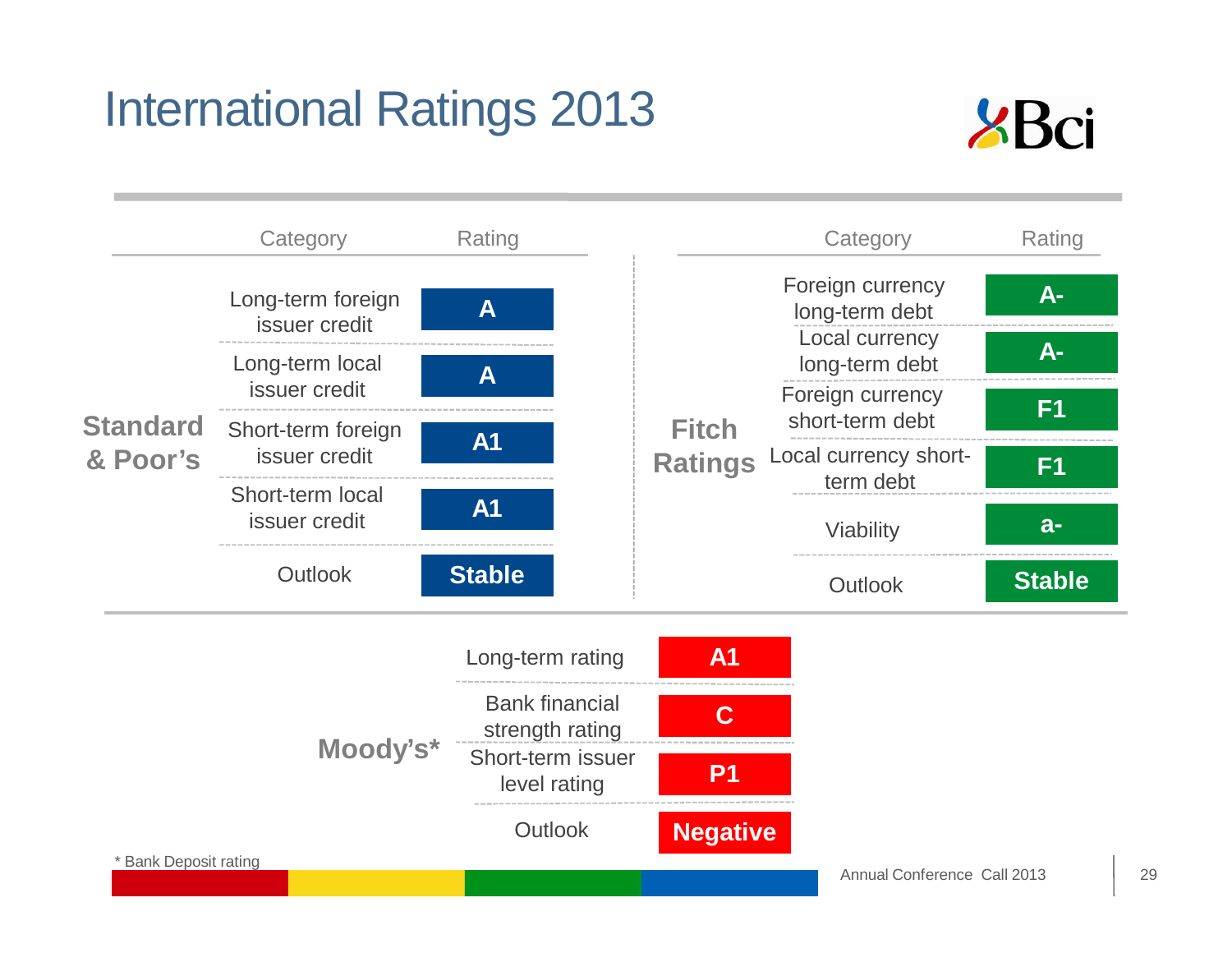# International Ratings 2013

## Standard & Poor's

| Category | Rating |
|---|---|
| Long-term foreign issuer credit | A |
| Long-term local issuer credit | A |
| Short-term foreign issuer credit | A1 |
| Short-term local issuer credit | A1 |
| Outlook | Stable |

## Fitch Ratings

| Category | Rating |
|---|---|
| Foreign currency long-term debt | A- |
| Local currency long-term debt | A- |
| Foreign currency short-term debt | F1 |
| Local currency short-term debt | F1 |
| Viability | a- |
| Outlook | Stable |

## Moody's*

| Category | Rating |
|---|---|
| Long-term rating | A1 |
| Bank financial strength rating | C |
| Short-term issuer level rating | P1 |
| Outlook | Negative |

* Bank Deposit rating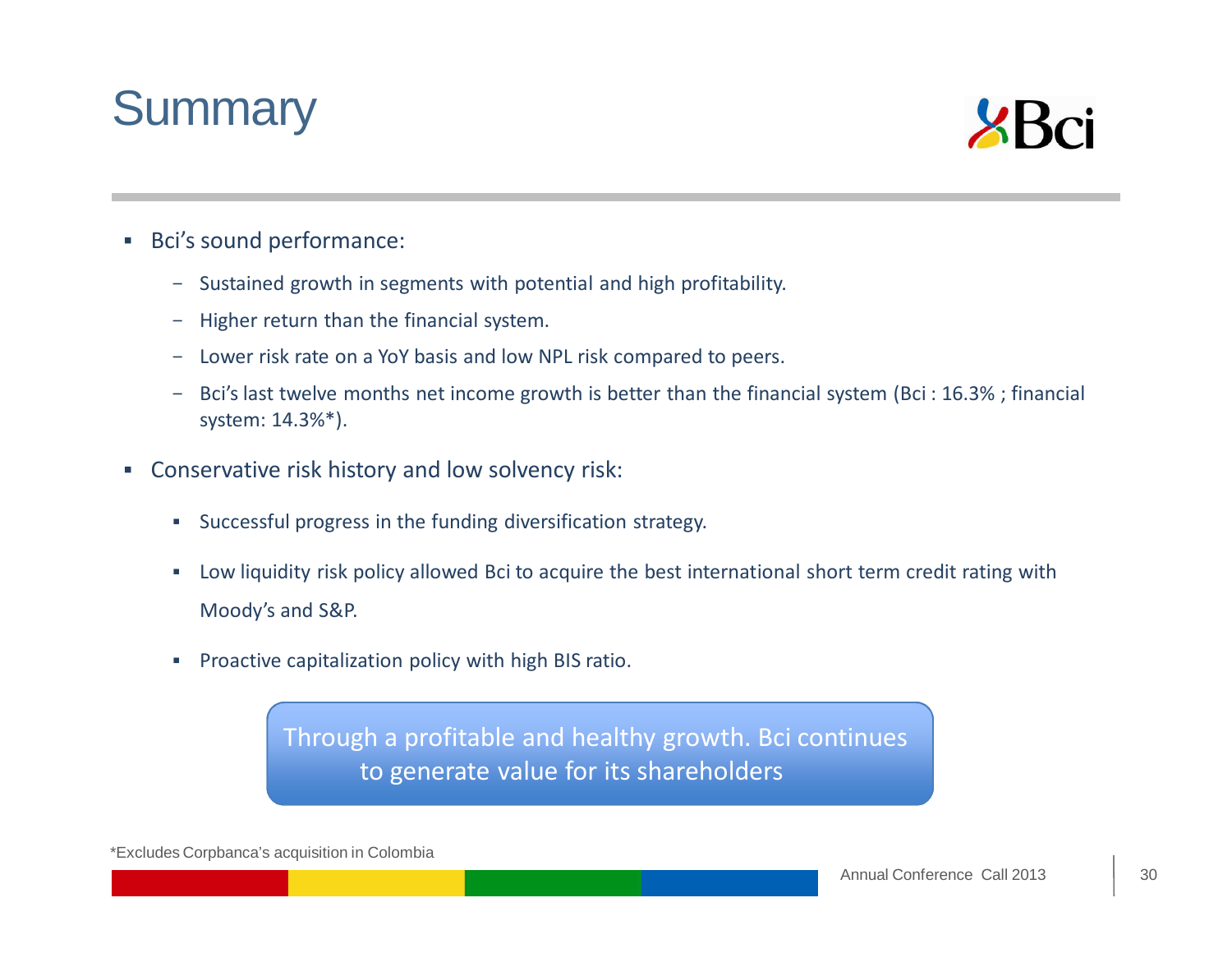# Summary

- Bci's sound performance:
  - Sustained growth in segments with potential and high profitability.
  - Higher return than the financial system.
  - Lower risk rate on a YoY basis and low NPL risk compared to peers.
  - Bci's last twelve months net income growth is better than the financial system (Bci : 16.3% ; financial system: 14.3%*).

- Conservative risk history and low solvency risk:
  - Successful progress in the funding diversification strategy.
  - Low liquidity risk policy allowed Bci to acquire the best international short term credit rating with Moody's and S&P.
  - Proactive capitalization policy with high BIS ratio.

Through a profitable and healthy growth. Bci continues to generate value for its shareholders

*Excludes Corpbanca's acquisition in Colombia